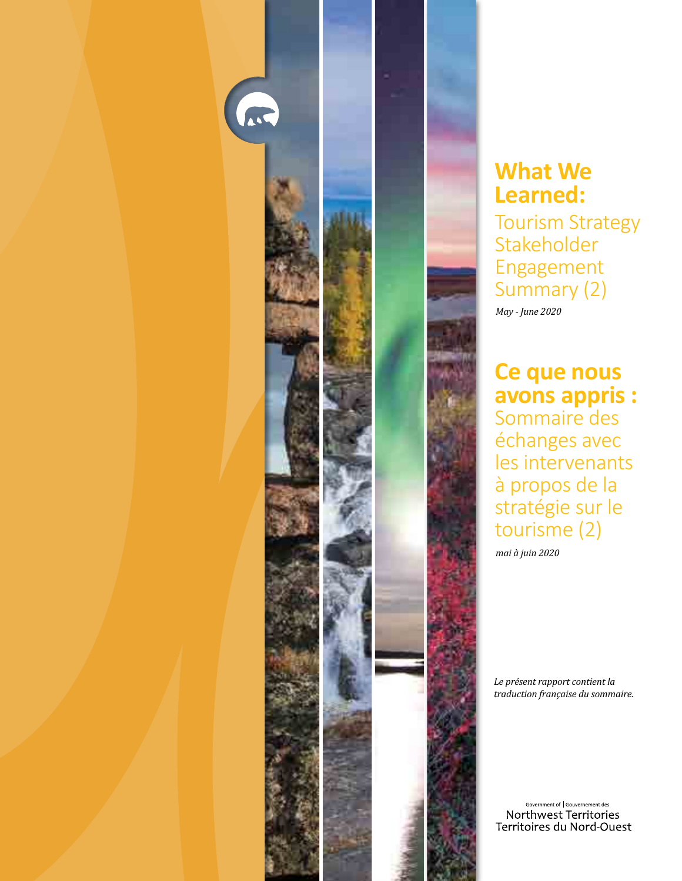# What We Learned:

## Tourism Strategy Stakeholder Engagement Summary (2)

*May - June 2020*

# Ce que nous avons appris :

## Sommaire des échanges avec les intervenants à propos de la stratégie sur le tourisme (2)

*mai à juin 2020*

*Le présent rapport contient la traduction française du sommaire.*

Government of | Gouvernement des
Northwest Territories
Territoires du Nord-Ouest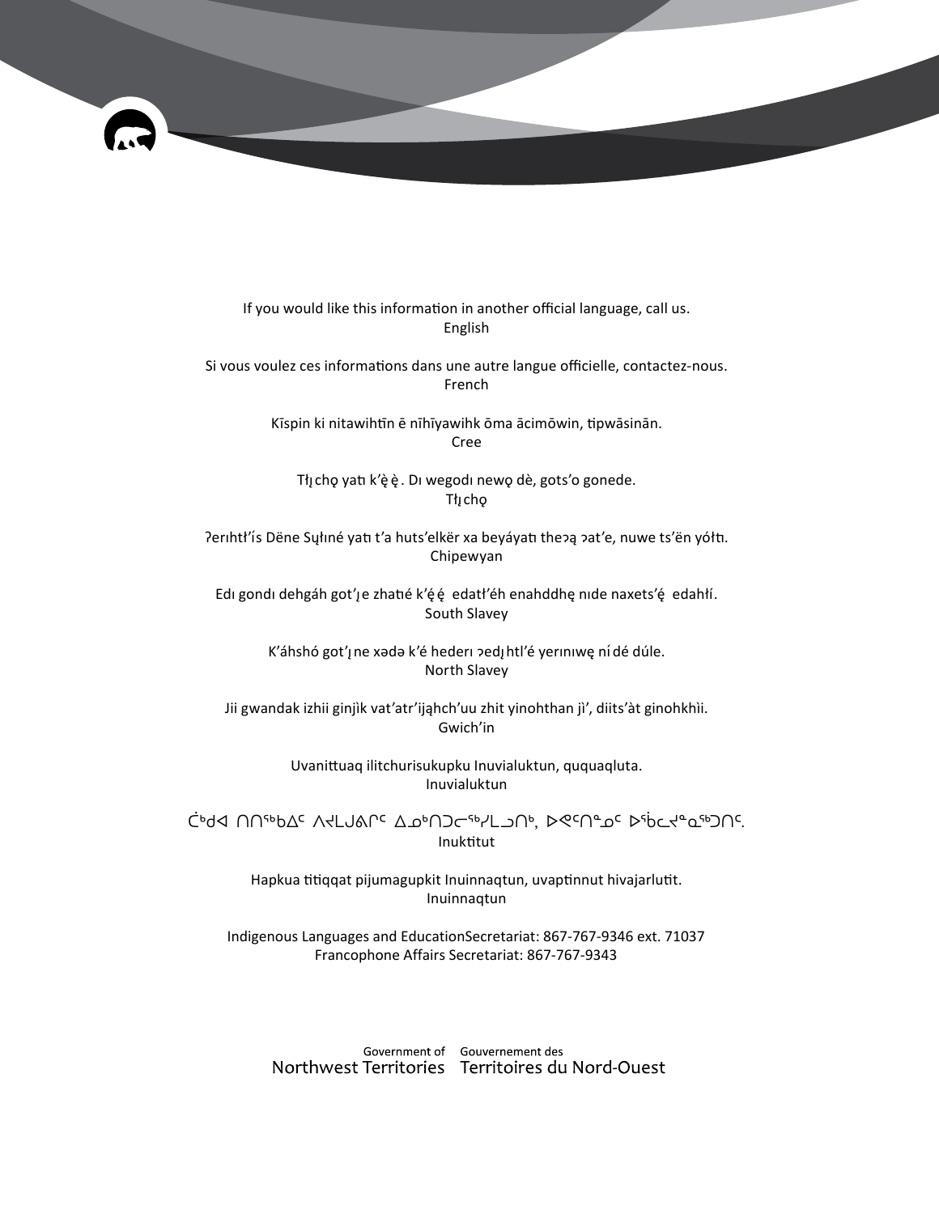If you would like this information in another official language, call us.
English

Si vous voulez ces informations dans une autre langue officielle, contactez-nous.
French

Kīspin ki nitawihtīn ē nīhīyawihk ōma ācimōwin, tipwāsinān.
Cree

Tłı̨chǫ yatı k'ę̀ę̀. Dı wegodı newǫ dè, gots'o gonede.
Tłı̨chǫ

ʔerıhtł'ís Dëne Sųłıné yatı t'a huts'elkër xa beyáyatı theʔą ʔat'e, nuwe ts'ën yółtı.
Chipewyan

Edı gondı dehgáh got'ı̨e zhatıé k'ę́ę́ edatł'éh enahddhę nıde naxets'ę́ edahłí.
South Slavey

K'áhshó got'ı̨ne xədə k'é hederı ʔedı̨htl'é yerınıwę ní dé dúle.
North Slavey

Jii gwandak izhii ginjìk vat'atr'ijąhch'uu zhit yinohthan jì', diits'àt ginohkhìi.
Gwich'in

Uvanittuaq ilitchurisukupku Inuvialuktun, ququaqluta.
Inuvialuktun

ᑖᒃᑯᐊ ᑎᑎᕐᑲᐃᑦ ᐱᔪᒪᒍᕕᒋᑦ ᐃᓄᒃᑎᑐᓕᕐᓯᒪᓗᑎᒃ, ᐅᕙᑦᑎᓐᓄᑦ ᐅᕙᓚᔪᓐᓇᕐᑐᑎᑦ.
Inuktitut

Hapkua titiqqat pijumagupkit Inuinnaqtun, uvaptinnut hivajarlutit.
Inuinnaqtun

Indigenous Languages and EducationSecretariat: 867-767-9346 ext. 71037
Francophone Affairs Secretariat: 867-767-9343

Government of Northwest Territories
Gouvernement des Territoires du Nord-Ouest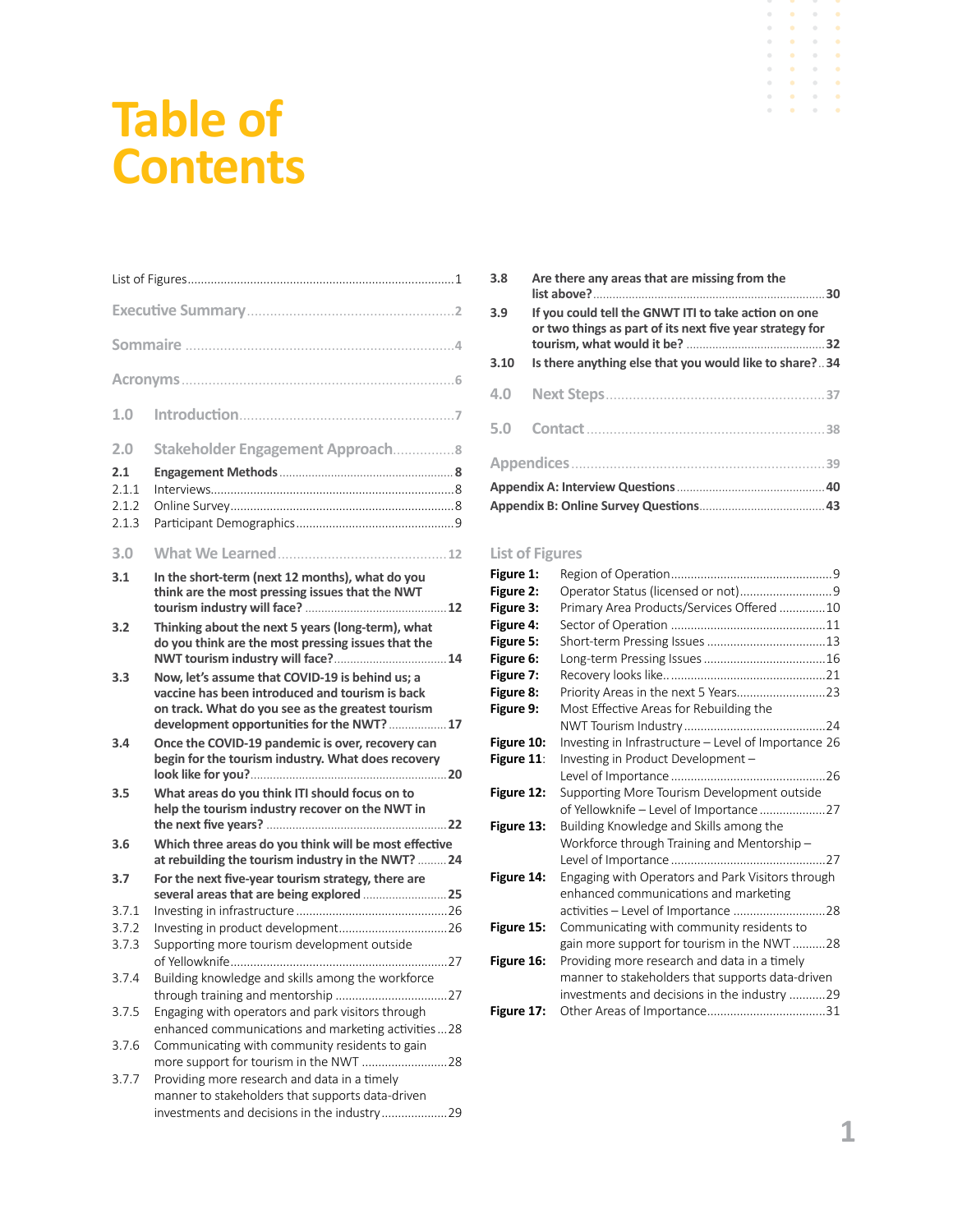# Table of Contents

List of Figures ..... 1

Executive Summary ..... 2

Sommaire ..... 4

Acronyms ..... 6

1.0 Introduction ..... 7

2.0 Stakeholder Engagement Approach ..... 8

**2.1 Engagement Methods ..... 8**

2.1.1 Interviews ..... 8

2.1.2 Online Survey ..... 8

2.1.3 Participant Demographics ..... 9

3.0 What We Learned ..... 12

**3.1 In the short-term (next 12 months), what do you think are the most pressing issues that the NWT tourism industry will face? ..... 12**

**3.2 Thinking about the next 5 years (long-term), what do you think are the most pressing issues that the NWT tourism industry will face? ..... 14**

**3.3 Now, let's assume that COVID-19 is behind us; a vaccine has been introduced and tourism is back on track. What do you see as the greatest tourism development opportunities for the NWT? ..... 17**

**3.4 Once the COVID-19 pandemic is over, recovery can begin for the tourism industry. What does recovery look like for you? ..... 20**

**3.5 What areas do you think ITI should focus on to help the tourism industry recover on the NWT in the next five years? ..... 22**

**3.6 Which three areas do you think will be most effective at rebuilding the tourism industry in the NWT? ..... 24**

**3.7 For the next five-year tourism strategy, there are several areas that are being explored ..... 25**

3.7.1 Investing in infrastructure ..... 26

3.7.2 Investing in product development ..... 26

3.7.3 Supporting more tourism development outside of Yellowknife ..... 27

3.7.4 Building knowledge and skills among the workforce through training and mentorship ..... 27

3.7.5 Engaging with operators and park visitors through enhanced communications and marketing activities ..... 28

3.7.6 Communicating with community residents to gain more support for tourism in the NWT ..... 28

3.7.7 Providing more research and data in a timely manner to stakeholders that supports data-driven investments and decisions in the industry ..... 29

**3.8 Are there any areas that are missing from the list above? ..... 30**

**3.9 If you could tell the GNWT ITI to take action on one or two things as part of its next five year strategy for tourism, what would it be? ..... 32**

**3.10 Is there anything else that you would like to share? ..... 34**

4.0 Next Steps ..... 37

5.0 Contact ..... 38

Appendices ..... 39

**Appendix A: Interview Questions ..... 40**

**Appendix B: Online Survey Questions ..... 43**

## List of Figures

**Figure 1:** Region of Operation ..... 9

**Figure 2:** Operator Status (licensed or not) ..... 9

**Figure 3:** Primary Area Products/Services Offered ..... 10

**Figure 4:** Sector of Operation ..... 11

**Figure 5:** Short-term Pressing Issues ..... 13

**Figure 6:** Long-term Pressing Issues ..... 16

**Figure 7:** Recovery looks like.. ..... 21

**Figure 8:** Priority Areas in the next 5 Years ..... 23

**Figure 9:** Most Effective Areas for Rebuilding the NWT Tourism Industry ..... 24

**Figure 10:** Investing in Infrastructure – Level of Importance 26

**Figure 11**: Investing in Product Development – Level of Importance ..... 26

**Figure 12:** Supporting More Tourism Development outside of Yellowknife – Level of Importance ..... 27

**Figure 13:** Building Knowledge and Skills among the Workforce through Training and Mentorship – Level of Importance ..... 27

**Figure 14:** Engaging with Operators and Park Visitors through enhanced communications and marketing activities – Level of Importance ..... 28

**Figure 15:** Communicating with community residents to gain more support for tourism in the NWT ..... 28

**Figure 16:** Providing more research and data in a timely manner to stakeholders that supports data-driven investments and decisions in the industry ..... 29

**Figure 17:** Other Areas of Importance ..... 31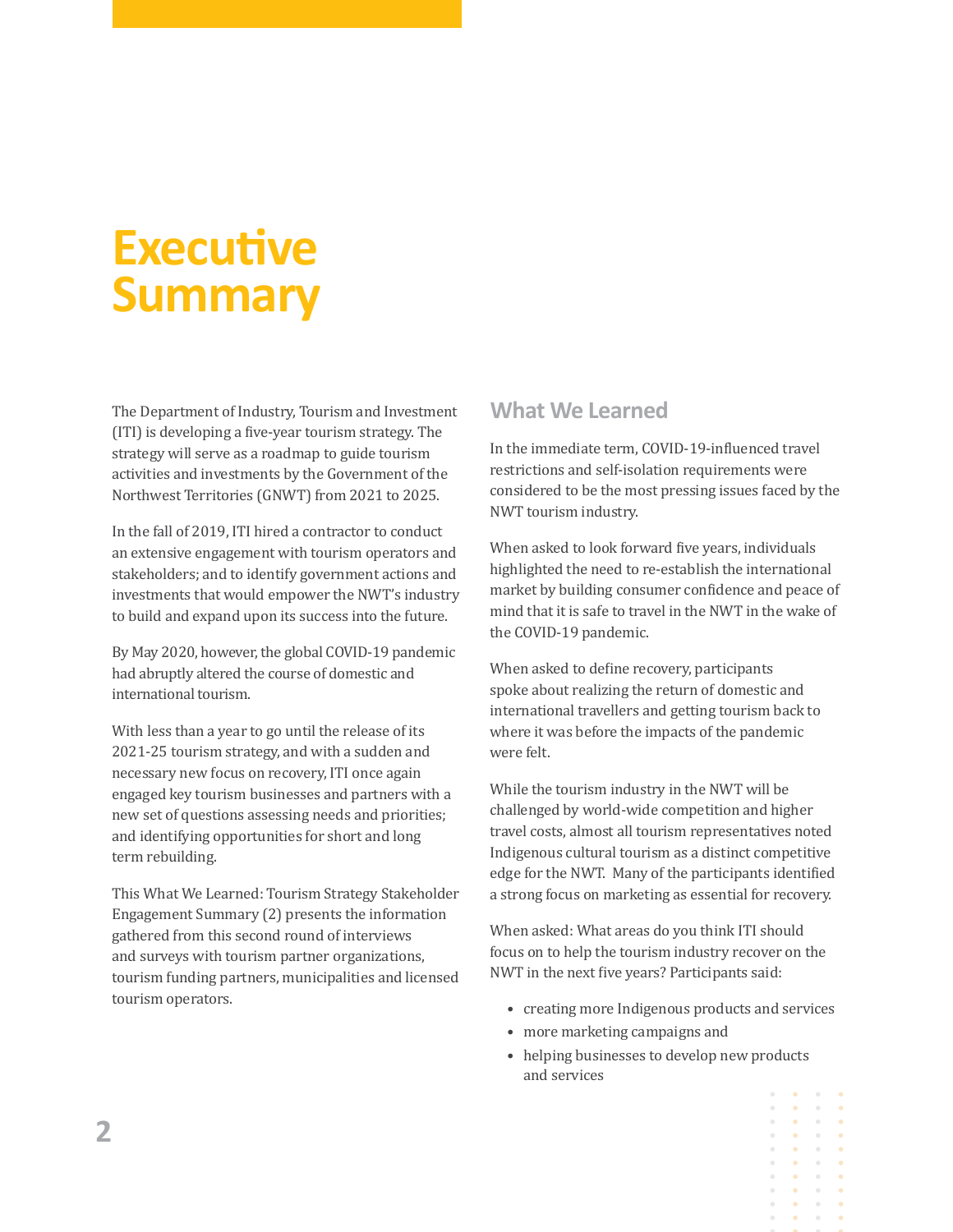# Executive Summary

The Department of Industry, Tourism and Investment (ITI) is developing a five-year tourism strategy. The strategy will serve as a roadmap to guide tourism activities and investments by the Government of the Northwest Territories (GNWT) from 2021 to 2025.

In the fall of 2019, ITI hired a contractor to conduct an extensive engagement with tourism operators and stakeholders; and to identify government actions and investments that would empower the NWT's industry to build and expand upon its success into the future.

By May 2020, however, the global COVID-19 pandemic had abruptly altered the course of domestic and international tourism.

With less than a year to go until the release of its 2021-25 tourism strategy, and with a sudden and necessary new focus on recovery, ITI once again engaged key tourism businesses and partners with a new set of questions assessing needs and priorities; and identifying opportunities for short and long term rebuilding.

This What We Learned: Tourism Strategy Stakeholder Engagement Summary (2) presents the information gathered from this second round of interviews and surveys with tourism partner organizations, tourism funding partners, municipalities and licensed tourism operators.

## What We Learned

In the immediate term, COVID-19-influenced travel restrictions and self-isolation requirements were considered to be the most pressing issues faced by the NWT tourism industry.

When asked to look forward five years, individuals highlighted the need to re-establish the international market by building consumer confidence and peace of mind that it is safe to travel in the NWT in the wake of the COVID-19 pandemic.

When asked to define recovery, participants spoke about realizing the return of domestic and international travellers and getting tourism back to where it was before the impacts of the pandemic were felt.

While the tourism industry in the NWT will be challenged by world-wide competition and higher travel costs, almost all tourism representatives noted Indigenous cultural tourism as a distinct competitive edge for the NWT. Many of the participants identified a strong focus on marketing as essential for recovery.

When asked: What areas do you think ITI should focus on to help the tourism industry recover on the NWT in the next five years? Participants said:

- creating more Indigenous products and services
- more marketing campaigns and
- helping businesses to develop new products and services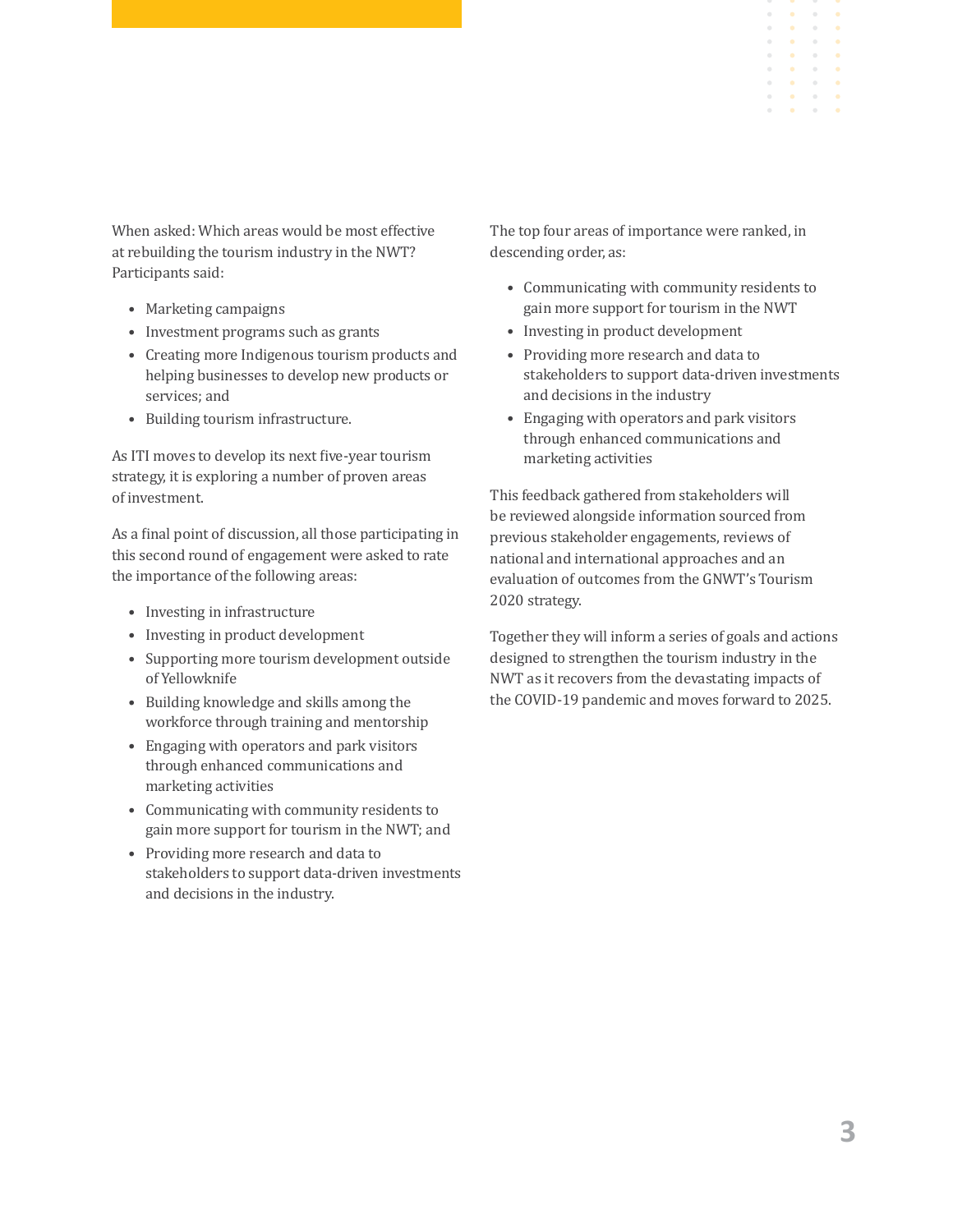When asked: Which areas would be most effective at rebuilding the tourism industry in the NWT? Participants said:

- Marketing campaigns
- Investment programs such as grants
- Creating more Indigenous tourism products and helping businesses to develop new products or services; and
- Building tourism infrastructure.

As ITI moves to develop its next five-year tourism strategy, it is exploring a number of proven areas of investment.

As a final point of discussion, all those participating in this second round of engagement were asked to rate the importance of the following areas:

- Investing in infrastructure
- Investing in product development
- Supporting more tourism development outside of Yellowknife
- Building knowledge and skills among the workforce through training and mentorship
- Engaging with operators and park visitors through enhanced communications and marketing activities
- Communicating with community residents to gain more support for tourism in the NWT; and
- Providing more research and data to stakeholders to support data-driven investments and decisions in the industry.

The top four areas of importance were ranked, in descending order, as:

- Communicating with community residents to gain more support for tourism in the NWT
- Investing in product development
- Providing more research and data to stakeholders to support data-driven investments and decisions in the industry
- Engaging with operators and park visitors through enhanced communications and marketing activities

This feedback gathered from stakeholders will be reviewed alongside information sourced from previous stakeholder engagements, reviews of national and international approaches and an evaluation of outcomes from the GNWT's Tourism 2020 strategy.

Together they will inform a series of goals and actions designed to strengthen the tourism industry in the NWT as it recovers from the devastating impacts of the COVID-19 pandemic and moves forward to 2025.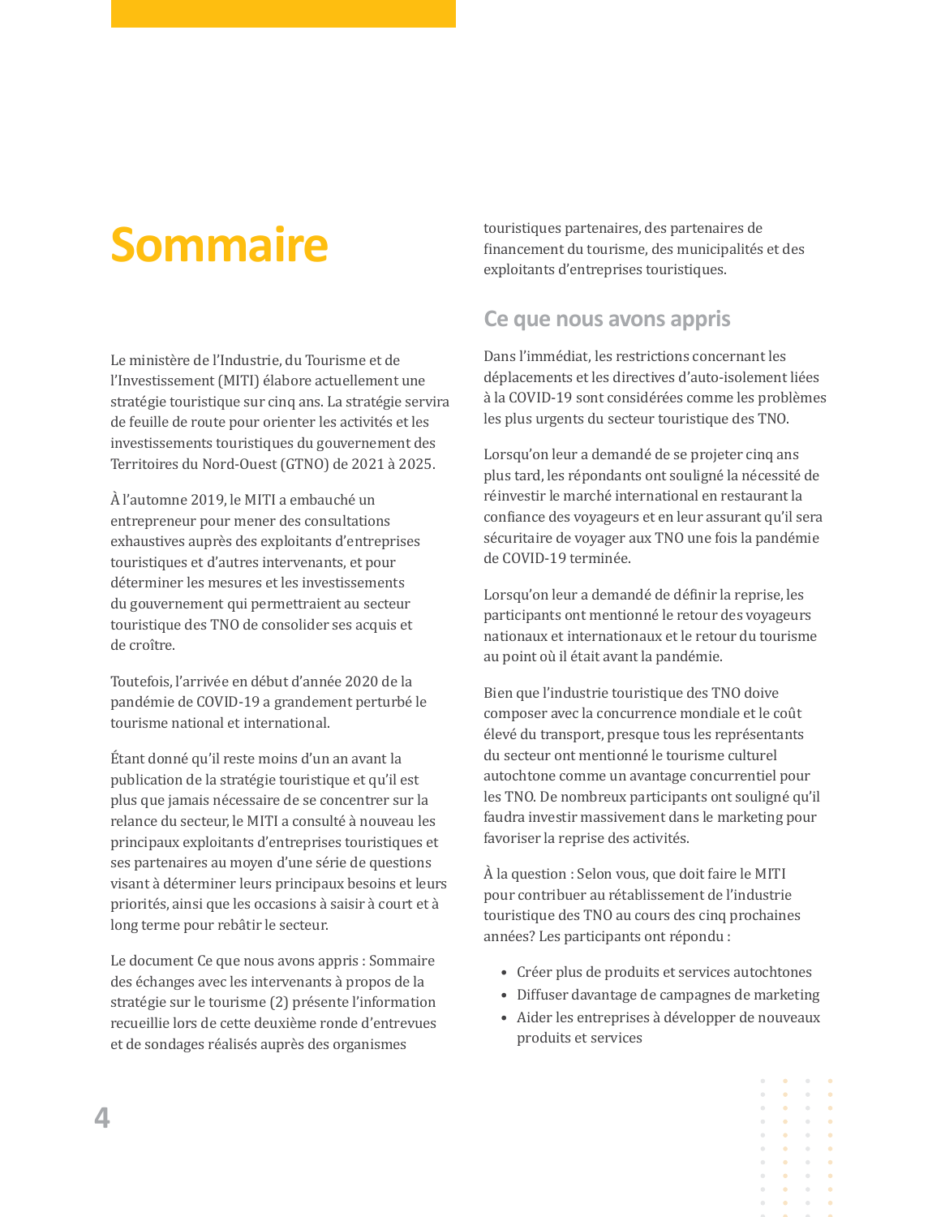# Sommaire

Le ministère de l'Industrie, du Tourisme et de l'Investissement (MITI) élabore actuellement une stratégie touristique sur cinq ans. La stratégie servira de feuille de route pour orienter les activités et les investissements touristiques du gouvernement des Territoires du Nord-Ouest (GTNO) de 2021 à 2025.

À l'automne 2019, le MITI a embauché un entrepreneur pour mener des consultations exhaustives auprès des exploitants d'entreprises touristiques et d'autres intervenants, et pour déterminer les mesures et les investissements du gouvernement qui permettraient au secteur touristique des TNO de consolider ses acquis et de croître.

Toutefois, l'arrivée en début d'année 2020 de la pandémie de COVID-19 a grandement perturbé le tourisme national et international.

Étant donné qu'il reste moins d'un an avant la publication de la stratégie touristique et qu'il est plus que jamais nécessaire de se concentrer sur la relance du secteur, le MITI a consulté à nouveau les principaux exploitants d'entreprises touristiques et ses partenaires au moyen d'une série de questions visant à déterminer leurs principaux besoins et leurs priorités, ainsi que les occasions à saisir à court et à long terme pour rebâtir le secteur.

Le document Ce que nous avons appris : Sommaire des échanges avec les intervenants à propos de la stratégie sur le tourisme (2) présente l'information recueillie lors de cette deuxième ronde d'entrevues et de sondages réalisés auprès des organismes touristiques partenaires, des partenaires de financement du tourisme, des municipalités et des exploitants d'entreprises touristiques.

## Ce que nous avons appris

Dans l'immédiat, les restrictions concernant les déplacements et les directives d'auto-isolement liées à la COVID-19 sont considérées comme les problèmes les plus urgents du secteur touristique des TNO.

Lorsqu'on leur a demandé de se projeter cinq ans plus tard, les répondants ont souligné la nécessité de réinvestir le marché international en restaurant la confiance des voyageurs et en leur assurant qu'il sera sécuritaire de voyager aux TNO une fois la pandémie de COVID-19 terminée.

Lorsqu'on leur a demandé de définir la reprise, les participants ont mentionné le retour des voyageurs nationaux et internationaux et le retour du tourisme au point où il était avant la pandémie.

Bien que l'industrie touristique des TNO doive composer avec la concurrence mondiale et le coût élevé du transport, presque tous les représentants du secteur ont mentionné le tourisme culturel autochtone comme un avantage concurrentiel pour les TNO. De nombreux participants ont souligné qu'il faudra investir massivement dans le marketing pour favoriser la reprise des activités.

À la question : Selon vous, que doit faire le MITI pour contribuer au rétablissement de l'industrie touristique des TNO au cours des cinq prochaines années? Les participants ont répondu :

- Créer plus de produits et services autochtones
- Diffuser davantage de campagnes de marketing
- Aider les entreprises à développer de nouveaux produits et services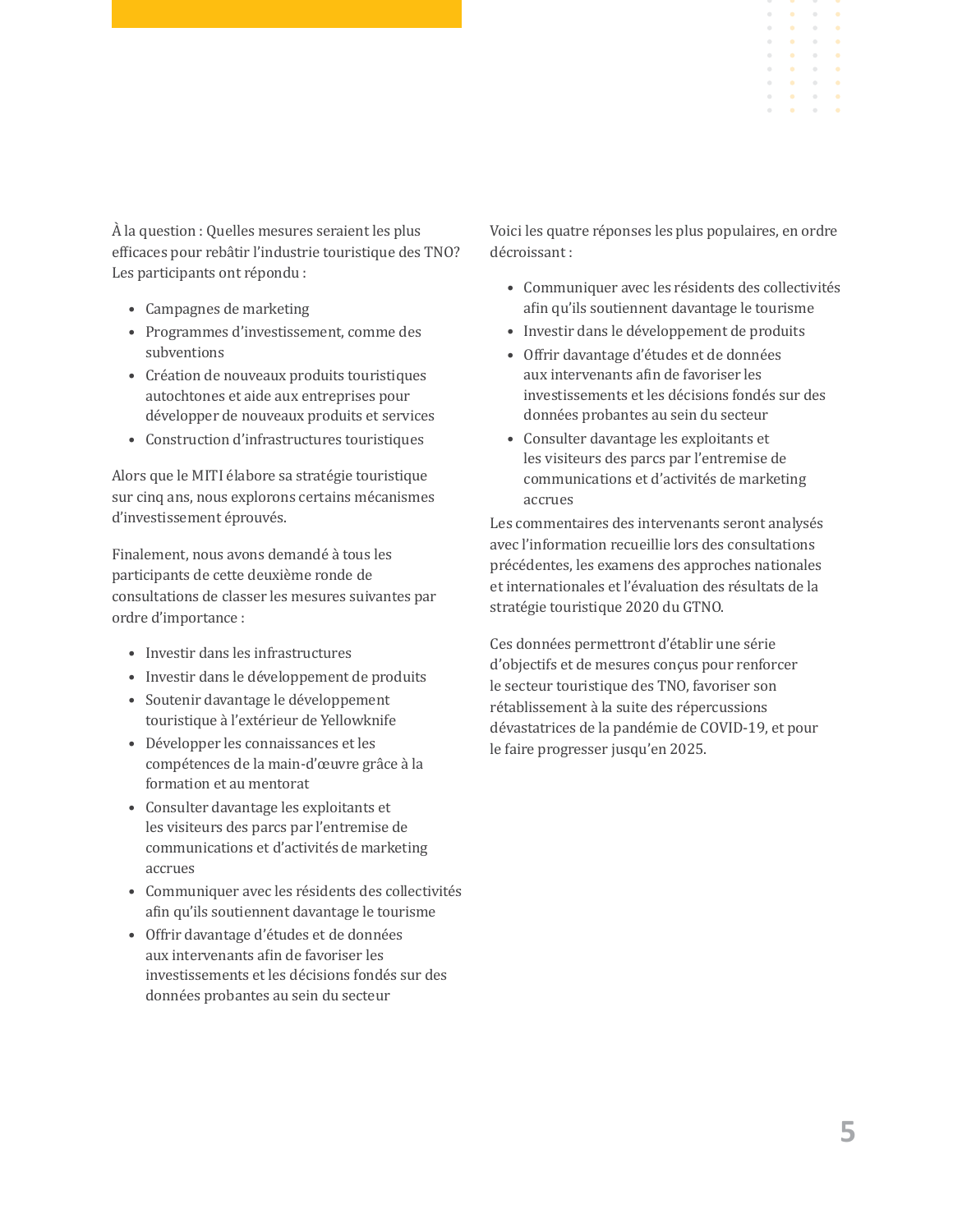À la question : Quelles mesures seraient les plus efficaces pour rebâtir l'industrie touristique des TNO? Les participants ont répondu :

- Campagnes de marketing
- Programmes d'investissement, comme des subventions
- Création de nouveaux produits touristiques autochtones et aide aux entreprises pour développer de nouveaux produits et services
- Construction d'infrastructures touristiques

Alors que le MITI élabore sa stratégie touristique sur cinq ans, nous explorons certains mécanismes d'investissement éprouvés.

Finalement, nous avons demandé à tous les participants de cette deuxième ronde de consultations de classer les mesures suivantes par ordre d'importance :

- Investir dans les infrastructures
- Investir dans le développement de produits
- Soutenir davantage le développement touristique à l'extérieur de Yellowknife
- Développer les connaissances et les compétences de la main-d'œuvre grâce à la formation et au mentorat
- Consulter davantage les exploitants et les visiteurs des parcs par l'entremise de communications et d'activités de marketing accrues
- Communiquer avec les résidents des collectivités afin qu'ils soutiennent davantage le tourisme
- Offrir davantage d'études et de données aux intervenants afin de favoriser les investissements et les décisions fondés sur des données probantes au sein du secteur

Voici les quatre réponses les plus populaires, en ordre décroissant :

- Communiquer avec les résidents des collectivités afin qu'ils soutiennent davantage le tourisme
- Investir dans le développement de produits
- Offrir davantage d'études et de données aux intervenants afin de favoriser les investissements et les décisions fondés sur des données probantes au sein du secteur
- Consulter davantage les exploitants et les visiteurs des parcs par l'entremise de communications et d'activités de marketing accrues

Les commentaires des intervenants seront analysés avec l'information recueillie lors des consultations précédentes, les examens des approches nationales et internationales et l'évaluation des résultats de la stratégie touristique 2020 du GTNO.

Ces données permettront d'établir une série d'objectifs et de mesures conçus pour renforcer le secteur touristique des TNO, favoriser son rétablissement à la suite des répercussions dévastatrices de la pandémie de COVID-19, et pour le faire progresser jusqu'en 2025.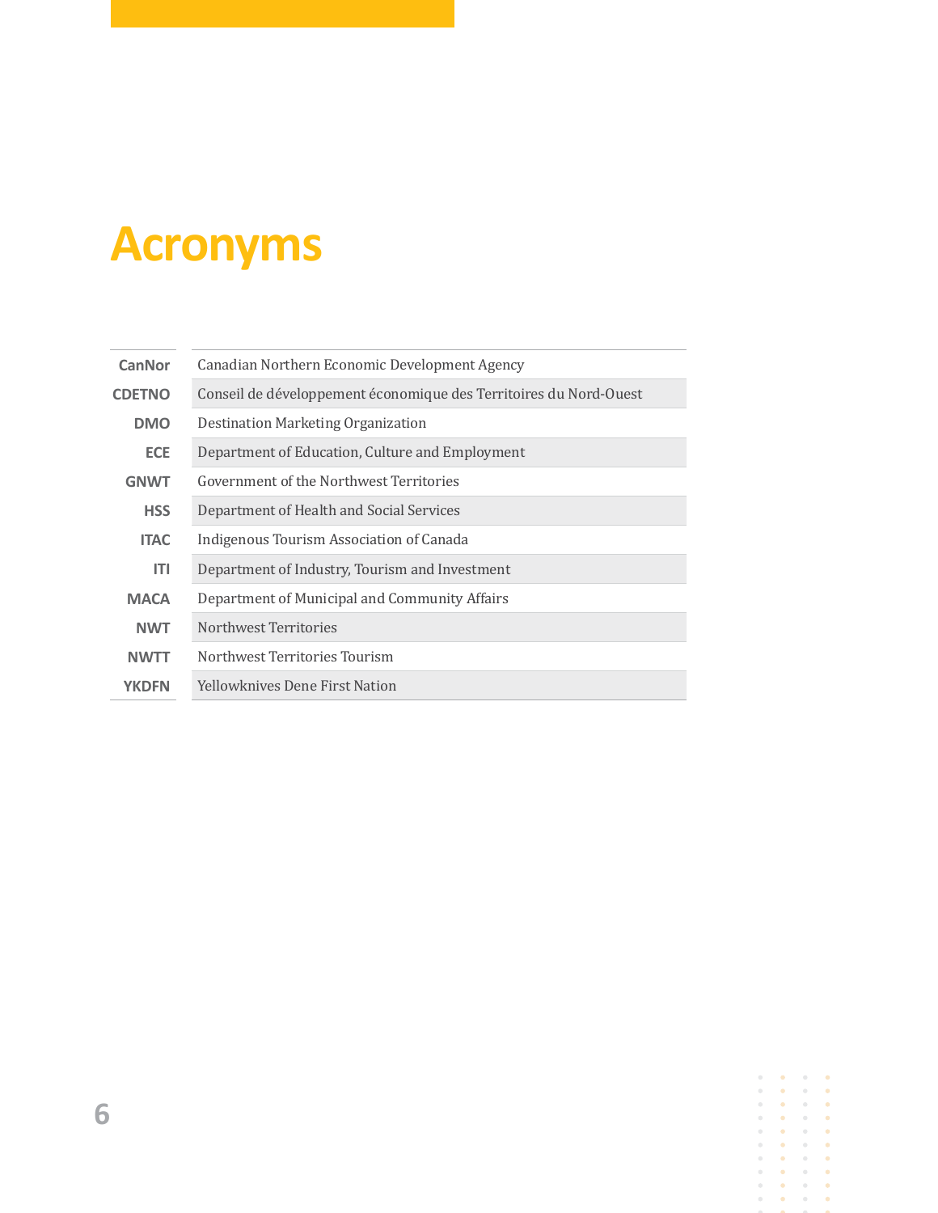# Acronyms

| | |
|---|---|
| **CanNor** | Canadian Northern Economic Development Agency |
| **CDETNO** | Conseil de développement économique des Territoires du Nord-Ouest |
| **DMO** | Destination Marketing Organization |
| **ECE** | Department of Education, Culture and Employment |
| **GNWT** | Government of the Northwest Territories |
| **HSS** | Department of Health and Social Services |
| **ITAC** | Indigenous Tourism Association of Canada |
| **ITI** | Department of Industry, Tourism and Investment |
| **MACA** | Department of Municipal and Community Affairs |
| **NWT** | Northwest Territories |
| **NWTT** | Northwest Territories Tourism |
| **YKDFN** | Yellowknives Dene First Nation |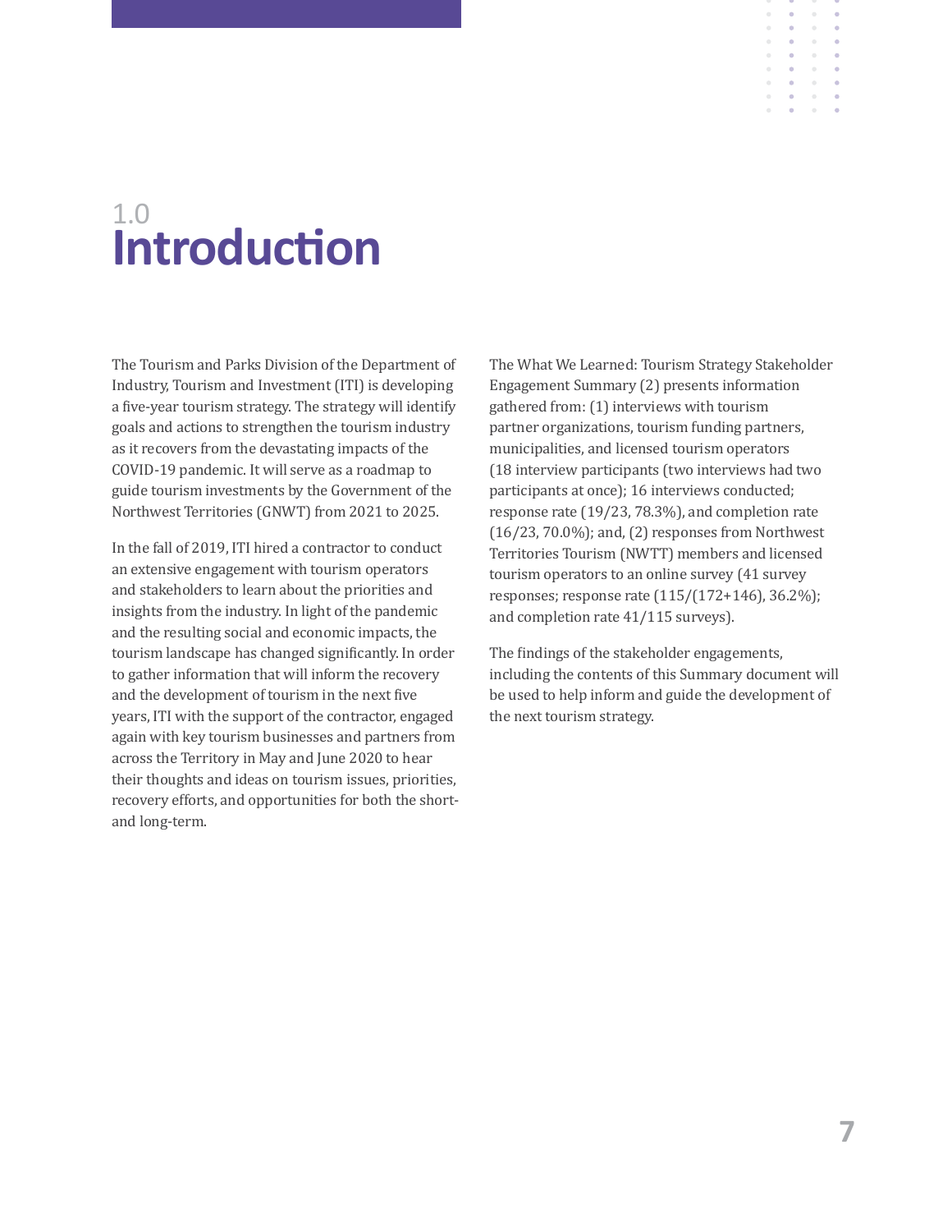# 1.0 Introduction

The Tourism and Parks Division of the Department of Industry, Tourism and Investment (ITI) is developing a five-year tourism strategy. The strategy will identify goals and actions to strengthen the tourism industry as it recovers from the devastating impacts of the COVID-19 pandemic. It will serve as a roadmap to guide tourism investments by the Government of the Northwest Territories (GNWT) from 2021 to 2025.

In the fall of 2019, ITI hired a contractor to conduct an extensive engagement with tourism operators and stakeholders to learn about the priorities and insights from the industry. In light of the pandemic and the resulting social and economic impacts, the tourism landscape has changed significantly. In order to gather information that will inform the recovery and the development of tourism in the next five years, ITI with the support of the contractor, engaged again with key tourism businesses and partners from across the Territory in May and June 2020 to hear their thoughts and ideas on tourism issues, priorities, recovery efforts, and opportunities for both the short- and long-term.

The What We Learned: Tourism Strategy Stakeholder Engagement Summary (2) presents information gathered from: (1) interviews with tourism partner organizations, tourism funding partners, municipalities, and licensed tourism operators (18 interview participants (two interviews had two participants at once); 16 interviews conducted; response rate (19/23, 78.3%), and completion rate (16/23, 70.0%); and, (2) responses from Northwest Territories Tourism (NWTT) members and licensed tourism operators to an online survey (41 survey responses; response rate (115/(172+146), 36.2%); and completion rate 41/115 surveys).

The findings of the stakeholder engagements, including the contents of this Summary document will be used to help inform and guide the development of the next tourism strategy.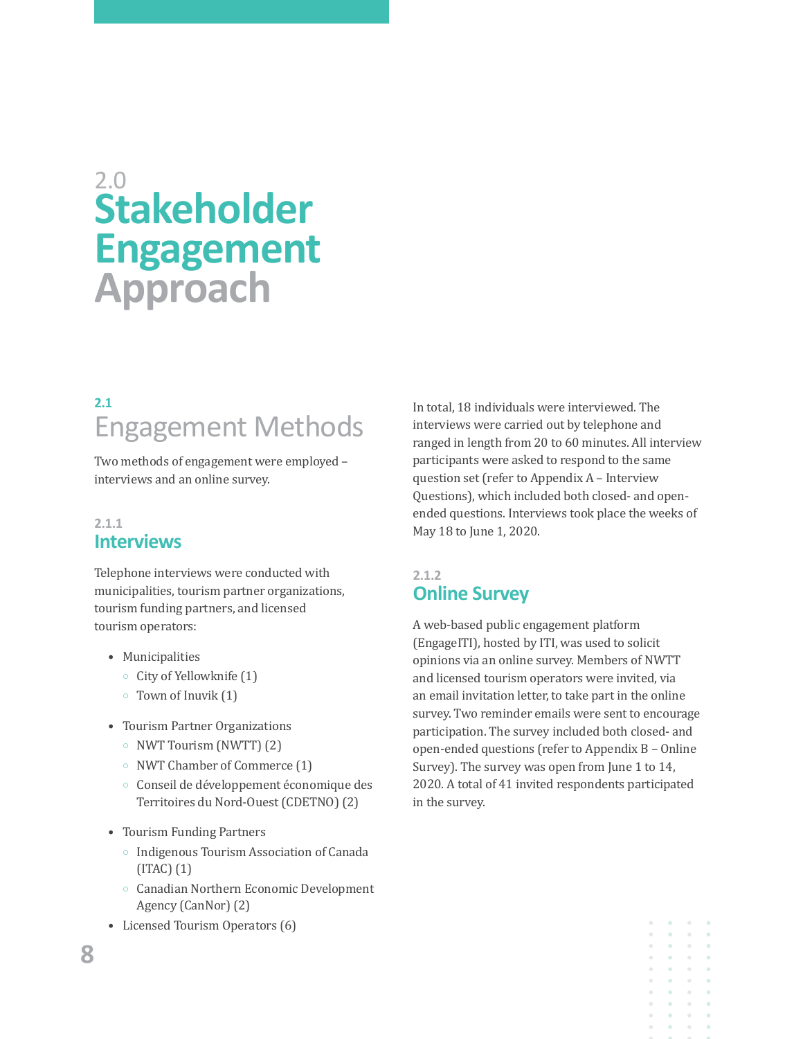# 2.0 Stakeholder Engagement Approach

## 2.1 Engagement Methods

Two methods of engagement were employed – interviews and an online survey.

### 2.1.1 Interviews

Telephone interviews were conducted with municipalities, tourism partner organizations, tourism funding partners, and licensed tourism operators:

- Municipalities
  - City of Yellowknife (1)
  - Town of Inuvik (1)
- Tourism Partner Organizations
  - NWT Tourism (NWTT) (2)
  - NWT Chamber of Commerce (1)
  - Conseil de développement économique des Territoires du Nord-Ouest (CDETNO) (2)
- Tourism Funding Partners
  - Indigenous Tourism Association of Canada (ITAC) (1)
  - Canadian Northern Economic Development Agency (CanNor) (2)
- Licensed Tourism Operators (6)

In total, 18 individuals were interviewed. The interviews were carried out by telephone and ranged in length from 20 to 60 minutes. All interview participants were asked to respond to the same question set (refer to Appendix A – Interview Questions), which included both closed- and open-ended questions. Interviews took place the weeks of May 18 to June 1, 2020.

### 2.1.2 Online Survey

A web-based public engagement platform (EngageITI), hosted by ITI, was used to solicit opinions via an online survey. Members of NWTT and licensed tourism operators were invited, via an email invitation letter, to take part in the online survey. Two reminder emails were sent to encourage participation. The survey included both closed- and open-ended questions (refer to Appendix B – Online Survey). The survey was open from June 1 to 14, 2020. A total of 41 invited respondents participated in the survey.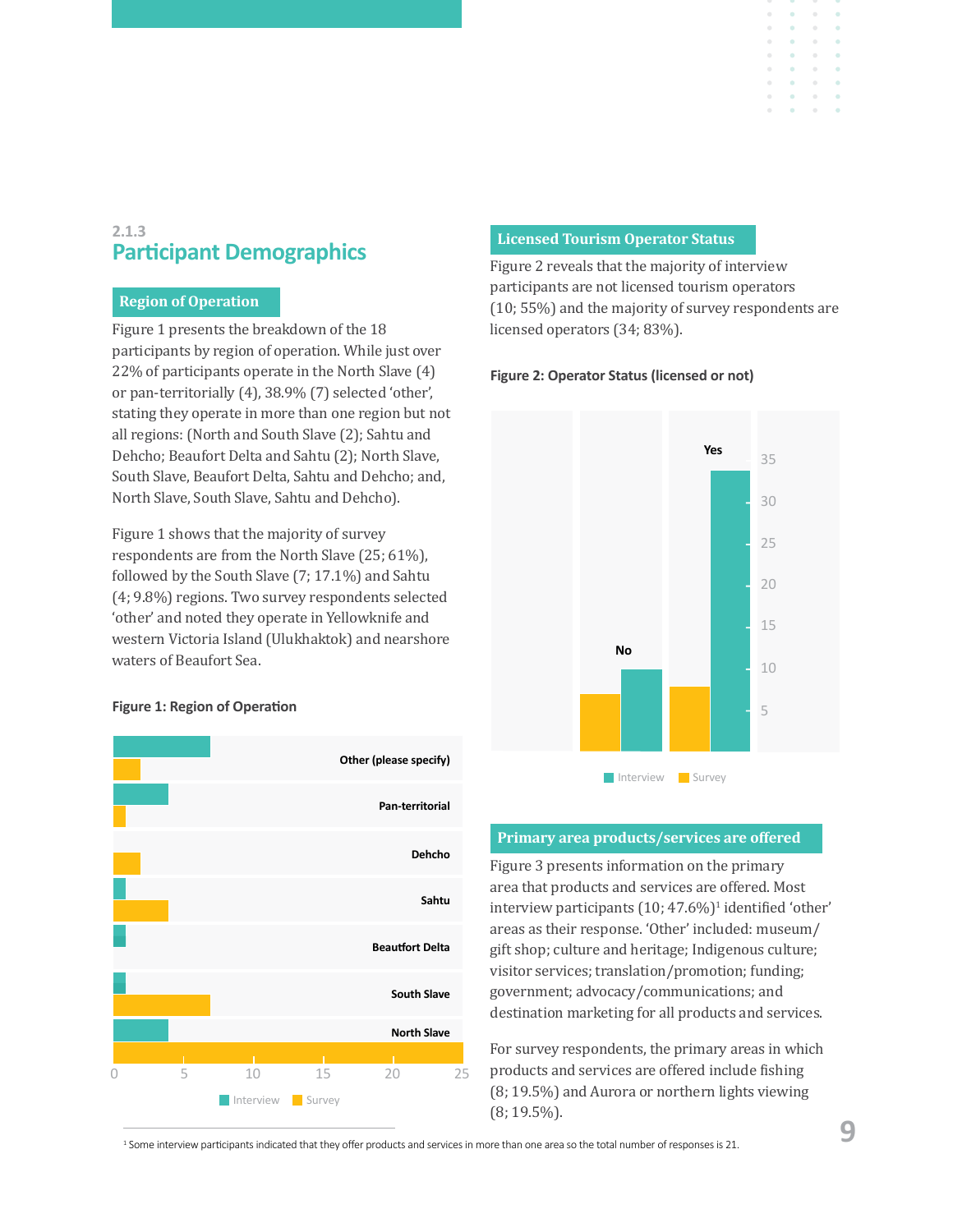### 2.1.3
## Participant Demographics

### Region of Operation

Figure 1 presents the breakdown of the 18 participants by region of operation. While just over 22% of participants operate in the North Slave (4) or pan-territorially (4), 38.9% (7) selected 'other', stating they operate in more than one region but not all regions: (North and South Slave (2); Sahtu and Dehcho; Beaufort Delta and Sahtu (2); North Slave, South Slave, Beaufort Delta, Sahtu and Dehcho; and, North Slave, South Slave, Sahtu and Dehcho).

Figure 1 shows that the majority of survey respondents are from the North Slave (25; 61%), followed by the South Slave (7; 17.1%) and Sahtu (4; 9.8%) regions. Two survey respondents selected 'other' and noted they operate in Yellowknife and western Victoria Island (Ulukhaktok) and nearshore waters of Beaufort Sea.

**Figure 1: Region of Operation**

| Region | Interview | Survey |
|---|---|---|
| Other (please specify) | 7 | 2 |
| Pan-territorial | 4 | 1 |
| Dehcho | | 2 |
| Sahtu | 1 | 4 |
| Beaufort Delta | 1 | |
| South Slave | 1 | 7 |
| North Slave | 4 | 25 |

### Licensed Tourism Operator Status

Figure 2 reveals that the majority of interview participants are not licensed tourism operators (10; 55%) and the majority of survey respondents are licensed operators (34; 83%).

**Figure 2: Operator Status (licensed or not)**

| Status | Survey | Interview |
|---|---|---|
| No | 7 | 10 |
| Yes | 8 | 34 |

### Primary area products/services are offered

Figure 3 presents information on the primary area that products and services are offered. Most interview participants (10; 47.6%)[1] identified 'other' areas as their response. 'Other' included: museum/gift shop; culture and heritage; Indigenous culture; visitor services; translation/promotion; funding; government; advocacy/communications; and destination marketing for all products and services.

For survey respondents, the primary areas in which products and services are offered include fishing (8; 19.5%) and Aurora or northern lights viewing (8; 19.5%).

[1] Some interview participants indicated that they offer products and services in more than one area so the total number of responses is 21.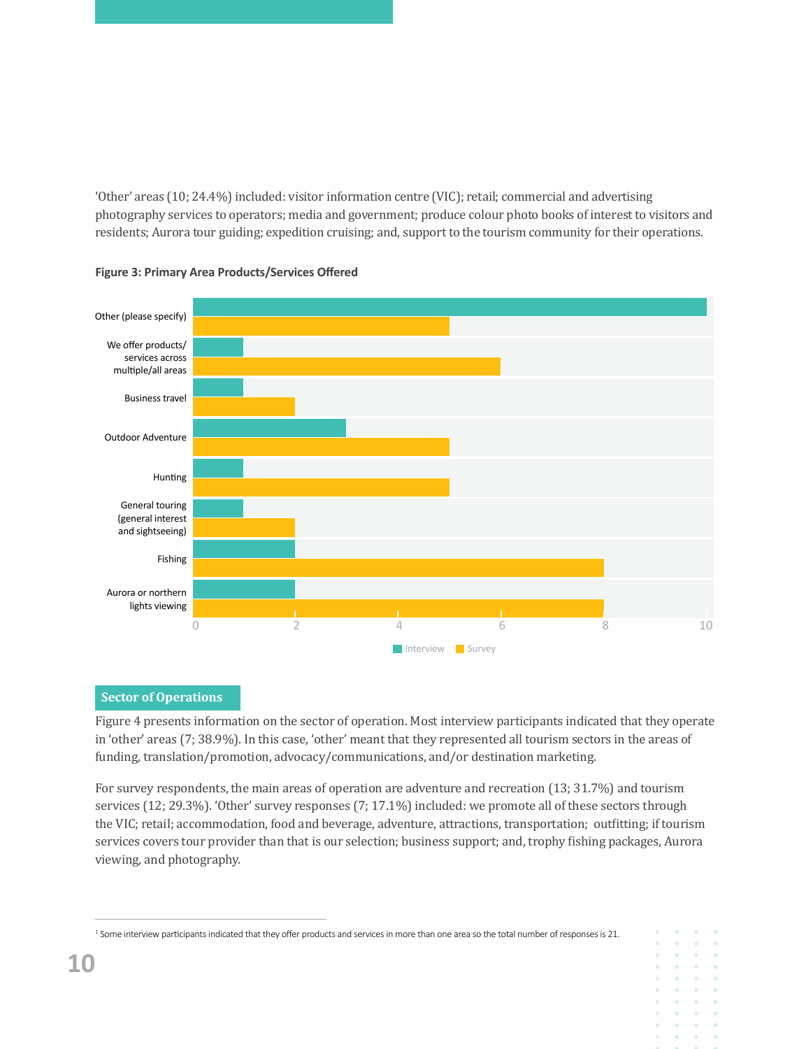'Other' areas (10; 24.4%) included: visitor information centre (VIC); retail; commercial and advertising photography services to operators; media and government; produce colour photo books of interest to visitors and residents; Aurora tour guiding; expedition cruising; and, support to the tourism community for their operations.

**Figure 3: Primary Area Products/Services Offered**

| Area | Interview | Survey |
|---|---|---|
| Other (please specify) | 10 | 5 |
| We offer products/ services across multiple/all areas | 1 | 6 |
| Business travel | 1 | 2 |
| Outdoor Adventure | 3 | 5 |
| Hunting | 1 | 5 |
| General touring (general interest and sightseeing) | 1 | 2 |
| Fishing | 2 | 8 |
| Aurora or northern lights viewing | 2 | 8 |

## Sector of Operations

Figure 4 presents information on the sector of operation. Most interview participants indicated that they operate in 'other' areas (7; 38.9%). In this case, 'other' meant that they represented all tourism sectors in the areas of funding, translation/promotion, advocacy/communications, and/or destination marketing.

For survey respondents, the main areas of operation are adventure and recreation (13; 31.7%) and tourism services (12; 29.3%). 'Other' survey responses (7; 17.1%) included: we promote all of these sectors through the VIC; retail; accommodation, food and beverage, adventure, attractions, transportation; outfitting; if tourism services covers tour provider than that is our selection; business support; and, trophy fishing packages, Aurora viewing, and photography.

---

[1] Some interview participants indicated that they offer products and services in more than one area so the total number of responses is 21.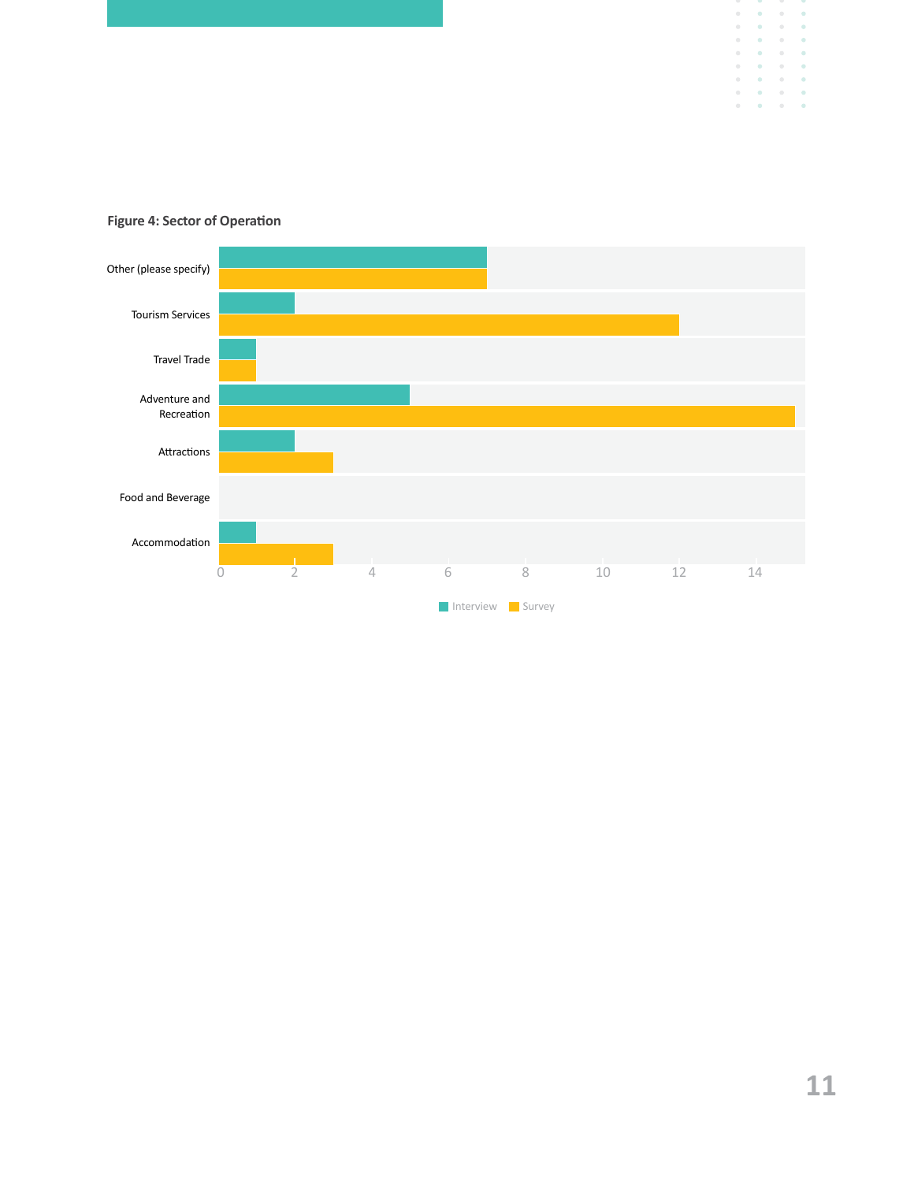**Figure 4: Sector of Operation**

| Sector | Interview | Survey |
|---|---|---|
| Other (please specify) | 7 | 7 |
| Tourism Services | 2 | 12 |
| Travel Trade | 1 | 1 |
| Adventure and Recreation | 5 | 15 |
| Attractions | 2 | 3 |
| Food and Beverage | | |
| Accommodation | 1 | 3 |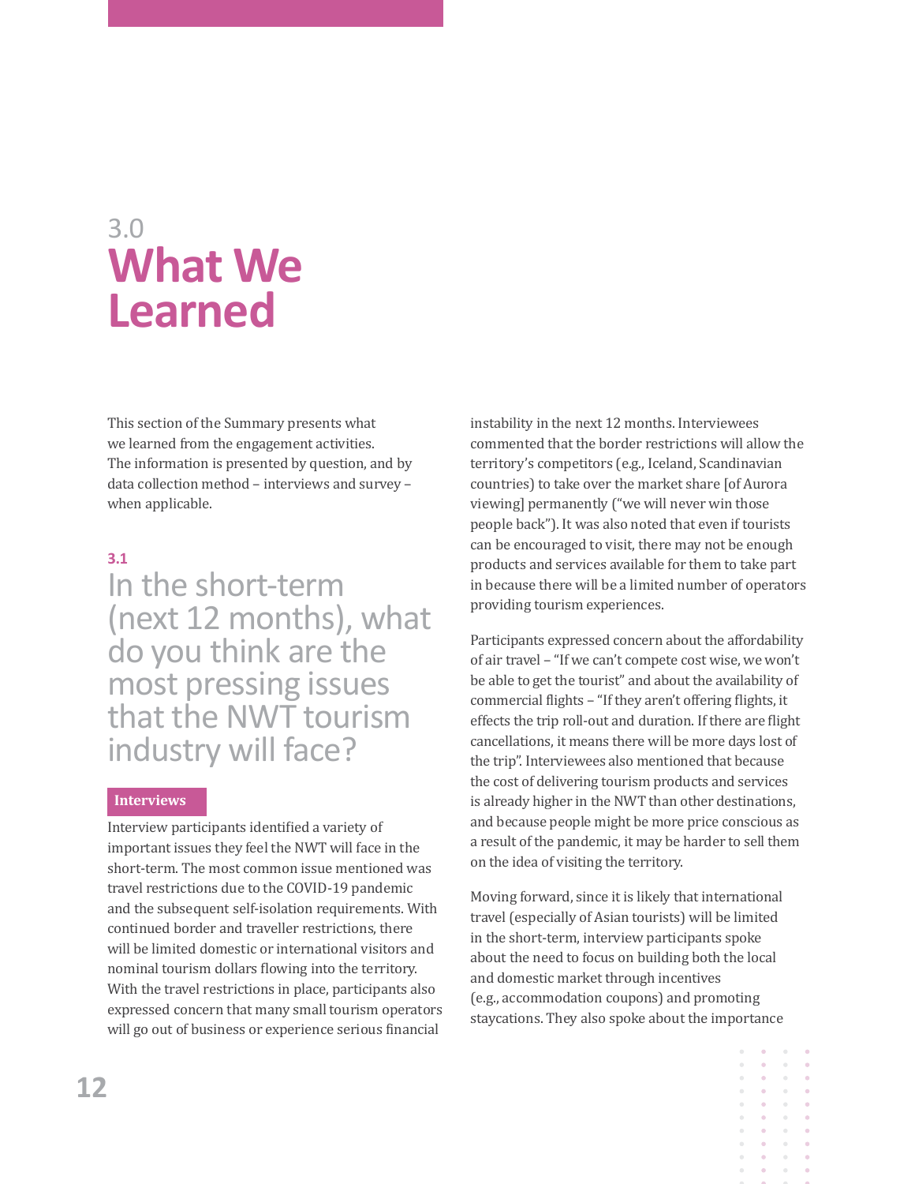# 3.0 What We Learned

This section of the Summary presents what we learned from the engagement activities. The information is presented by question, and by data collection method – interviews and survey – when applicable.

## 3.1 In the short-term (next 12 months), what do you think are the most pressing issues that the NWT tourism industry will face?

### Interviews

Interview participants identified a variety of important issues they feel the NWT will face in the short-term. The most common issue mentioned was travel restrictions due to the COVID-19 pandemic and the subsequent self-isolation requirements. With continued border and traveller restrictions, there will be limited domestic or international visitors and nominal tourism dollars flowing into the territory. With the travel restrictions in place, participants also expressed concern that many small tourism operators will go out of business or experience serious financial instability in the next 12 months. Interviewees commented that the border restrictions will allow the territory's competitors (e.g., Iceland, Scandinavian countries) to take over the market share [of Aurora viewing] permanently ("we will never win those people back"). It was also noted that even if tourists can be encouraged to visit, there may not be enough products and services available for them to take part in because there will be a limited number of operators providing tourism experiences.

Participants expressed concern about the affordability of air travel – "If we can't compete cost wise, we won't be able to get the tourist" and about the availability of commercial flights – "If they aren't offering flights, it effects the trip roll-out and duration. If there are flight cancellations, it means there will be more days lost of the trip". Interviewees also mentioned that because the cost of delivering tourism products and services is already higher in the NWT than other destinations, and because people might be more price conscious as a result of the pandemic, it may be harder to sell them on the idea of visiting the territory.

Moving forward, since it is likely that international travel (especially of Asian tourists) will be limited in the short-term, interview participants spoke about the need to focus on building both the local and domestic market through incentives (e.g., accommodation coupons) and promoting staycations. They also spoke about the importance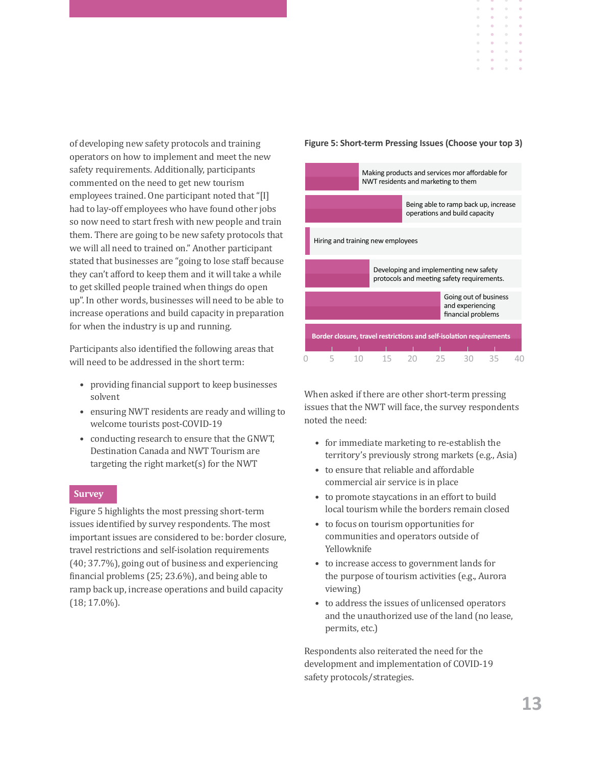of developing new safety protocols and training operators on how to implement and meet the new safety requirements. Additionally, participants commented on the need to get new tourism employees trained. One participant noted that "[I] had to lay-off employees who have found other jobs so now need to start fresh with new people and train them. There are going to be new safety protocols that we will all need to trained on." Another participant stated that businesses are "going to lose staff because they can't afford to keep them and it will take a while to get skilled people trained when things do open up". In other words, businesses will need to be able to increase operations and build capacity in preparation for when the industry is up and running.

Participants also identified the following areas that will need to be addressed in the short term:

- providing financial support to keep businesses solvent
- ensuring NWT residents are ready and willing to welcome tourists post-COVID-19
- conducting research to ensure that the GNWT, Destination Canada and NWT Tourism are targeting the right market(s) for the NWT

## Survey

Figure 5 highlights the most pressing short-term issues identified by survey respondents. The most important issues are considered to be: border closure, travel restrictions and self-isolation requirements (40; 37.7%), going out of business and experiencing financial problems (25; 23.6%), and being able to ramp back up, increase operations and build capacity (18; 17.0%).

**Figure 5: Short-term Pressing Issues (Choose your top 3)**

- Making products and services mor affordable for NWT residents and marketing to them
- Being able to ramp back up, increase operations and build capacity
- Hiring and training new employees
- Developing and implementing new safety protocols and meeting safety requirements.
- Going out of business and experiencing financial problems
- Border closure, travel restrictions and self-isolation requirements

(Horizontal axis: 0, 5, 10, 15, 20, 25, 30, 35, 40)

When asked if there are other short-term pressing issues that the NWT will face, the survey respondents noted the need:

- for immediate marketing to re-establish the territory's previously strong markets (e.g., Asia)
- to ensure that reliable and affordable commercial air service is in place
- to promote staycations in an effort to build local tourism while the borders remain closed
- to focus on tourism opportunities for communities and operators outside of Yellowknife
- to increase access to government lands for the purpose of tourism activities (e.g., Aurora viewing)
- to address the issues of unlicensed operators and the unauthorized use of the land (no lease, permits, etc.)

Respondents also reiterated the need for the development and implementation of COVID-19 safety protocols/strategies.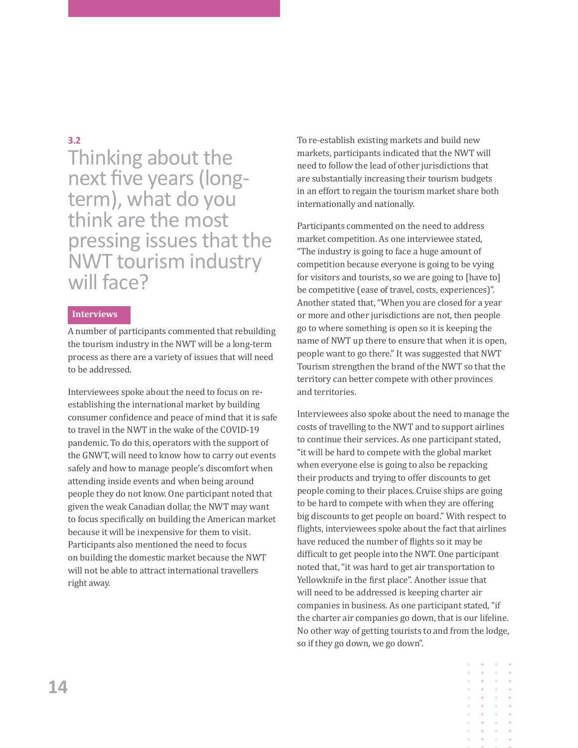## 3.2 Thinking about the next five years (long-term), what do you think are the most pressing issues that the NWT tourism industry will face?

**Interviews**

A number of participants commented that rebuilding the tourism industry in the NWT will be a long-term process as there are a variety of issues that will need to be addressed.

Interviewees spoke about the need to focus on re-establishing the international market by building consumer confidence and peace of mind that it is safe to travel in the NWT in the wake of the COVID-19 pandemic. To do this, operators with the support of the GNWT, will need to know how to carry out events safely and how to manage people's discomfort when attending inside events and when being around people they do not know. One participant noted that given the weak Canadian dollar, the NWT may want to focus specifically on building the American market because it will be inexpensive for them to visit. Participants also mentioned the need to focus on building the domestic market because the NWT will not be able to attract international travellers right away.

To re-establish existing markets and build new markets, participants indicated that the NWT will need to follow the lead of other jurisdictions that are substantially increasing their tourism budgets in an effort to regain the tourism market share both internationally and nationally.

Participants commented on the need to address market competition. As one interviewee stated, "The industry is going to face a huge amount of competition because everyone is going to be vying for visitors and tourists, so we are going to [have to] be competitive (ease of travel, costs, experiences)". Another stated that, "When you are closed for a year or more and other jurisdictions are not, then people go to where something is open so it is keeping the name of NWT up there to ensure that when it is open, people want to go there." It was suggested that NWT Tourism strengthen the brand of the NWT so that the territory can better compete with other provinces and territories.

Interviewees also spoke about the need to manage the costs of travelling to the NWT and to support airlines to continue their services. As one participant stated, "it will be hard to compete with the global market when everyone else is going to also be repacking their products and trying to offer discounts to get people coming to their places. Cruise ships are going to be hard to compete with when they are offering big discounts to get people on board." With respect to flights, interviewees spoke about the fact that airlines have reduced the number of flights so it may be difficult to get people into the NWT. One participant noted that, "it was hard to get air transportation to Yellowknife in the first place". Another issue that will need to be addressed is keeping charter air companies in business. As one participant stated, "if the charter air companies go down, that is our lifeline. No other way of getting tourists to and from the lodge, so if they go down, we go down".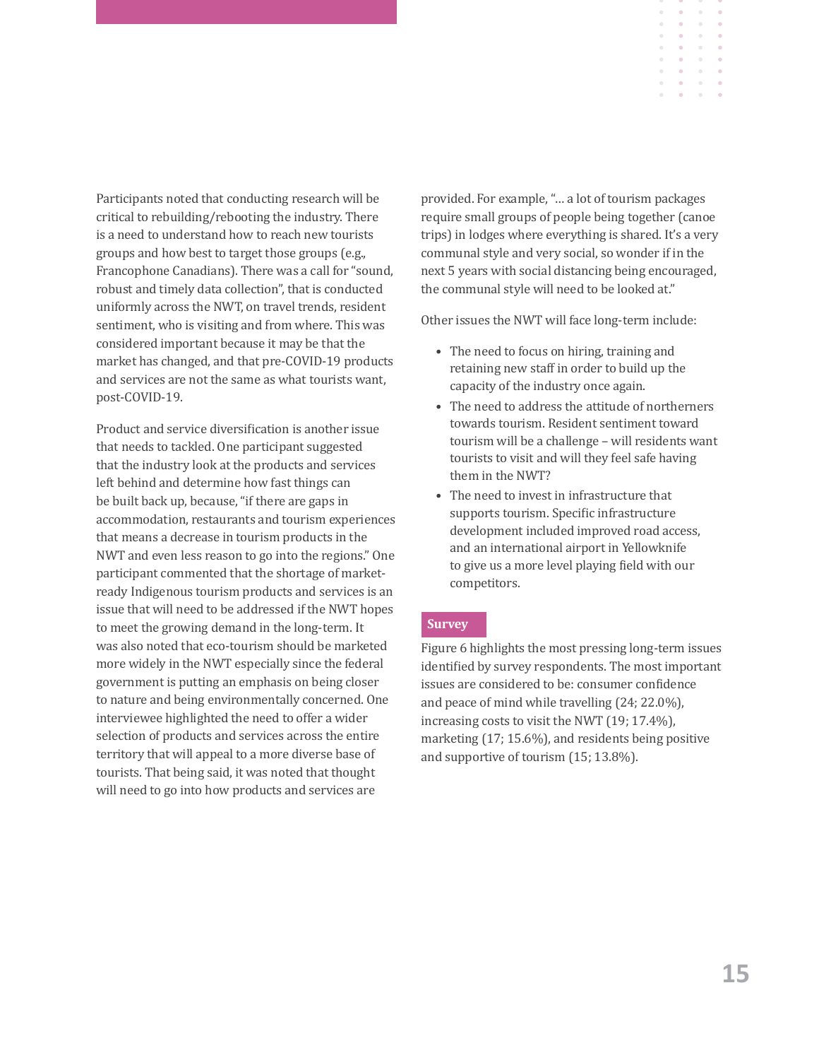Participants noted that conducting research will be critical to rebuilding/rebooting the industry. There is a need to understand how to reach new tourists groups and how best to target those groups (e.g., Francophone Canadians). There was a call for "sound, robust and timely data collection", that is conducted uniformly across the NWT, on travel trends, resident sentiment, who is visiting and from where. This was considered important because it may be that the market has changed, and that pre-COVID-19 products and services are not the same as what tourists want, post-COVID-19.

Product and service diversification is another issue that needs to tackled. One participant suggested that the industry look at the products and services left behind and determine how fast things can be built back up, because, "if there are gaps in accommodation, restaurants and tourism experiences that means a decrease in tourism products in the NWT and even less reason to go into the regions." One participant commented that the shortage of market-ready Indigenous tourism products and services is an issue that will need to be addressed if the NWT hopes to meet the growing demand in the long-term. It was also noted that eco-tourism should be marketed more widely in the NWT especially since the federal government is putting an emphasis on being closer to nature and being environmentally concerned. One interviewee highlighted the need to offer a wider selection of products and services across the entire territory that will appeal to a more diverse base of tourists. That being said, it was noted that thought will need to go into how products and services are provided. For example, "… a lot of tourism packages require small groups of people being together (canoe trips) in lodges where everything is shared. It's a very communal style and very social, so wonder if in the next 5 years with social distancing being encouraged, the communal style will need to be looked at."

Other issues the NWT will face long-term include:

- The need to focus on hiring, training and retaining new staff in order to build up the capacity of the industry once again.
- The need to address the attitude of northerners towards tourism. Resident sentiment toward tourism will be a challenge – will residents want tourists to visit and will they feel safe having them in the NWT?
- The need to invest in infrastructure that supports tourism. Specific infrastructure development included improved road access, and an international airport in Yellowknife to give us a more level playing field with our competitors.

### Survey

Figure 6 highlights the most pressing long-term issues identified by survey respondents. The most important issues are considered to be: consumer confidence and peace of mind while travelling (24; 22.0%), increasing costs to visit the NWT (19; 17.4%), marketing (17; 15.6%), and residents being positive and supportive of tourism (15; 13.8%).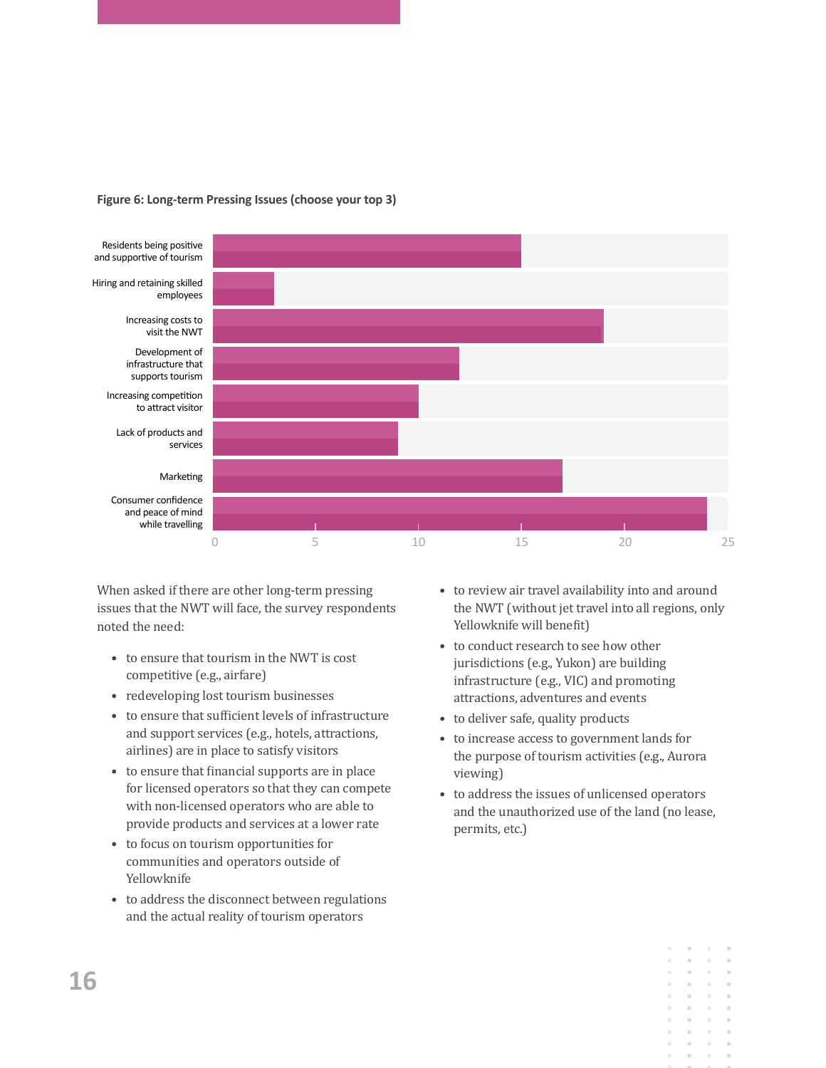**Figure 6: Long-term Pressing Issues (choose your top 3)**

| Issue | Responses |
|---|---|
| Residents being positive and supportive of tourism | 15 |
| Hiring and retaining skilled employees | 3 |
| Increasing costs to visit the NWT | 19 |
| Development of infrastructure that supports tourism | 12 |
| Increasing competition to attract visitor | 10 |
| Lack of products and services | 9 |
| Marketing | 17 |
| Consumer confidence and peace of mind while travelling | 24 |

When asked if there are other long-term pressing issues that the NWT will face, the survey respondents noted the need:

- to ensure that tourism in the NWT is cost competitive (e.g., airfare)
- redeveloping lost tourism businesses
- to ensure that sufficient levels of infrastructure and support services (e.g., hotels, attractions, airlines) are in place to satisfy visitors
- to ensure that financial supports are in place for licensed operators so that they can compete with non-licensed operators who are able to provide products and services at a lower rate
- to focus on tourism opportunities for communities and operators outside of Yellowknife
- to address the disconnect between regulations and the actual reality of tourism operators
- to review air travel availability into and around the NWT (without jet travel into all regions, only Yellowknife will benefit)
- to conduct research to see how other jurisdictions (e.g., Yukon) are building infrastructure (e.g., VIC) and promoting attractions, adventures and events
- to deliver safe, quality products
- to increase access to government lands for the purpose of tourism activities (e.g., Aurora viewing)
- to address the issues of unlicensed operators and the unauthorized use of the land (no lease, permits, etc.)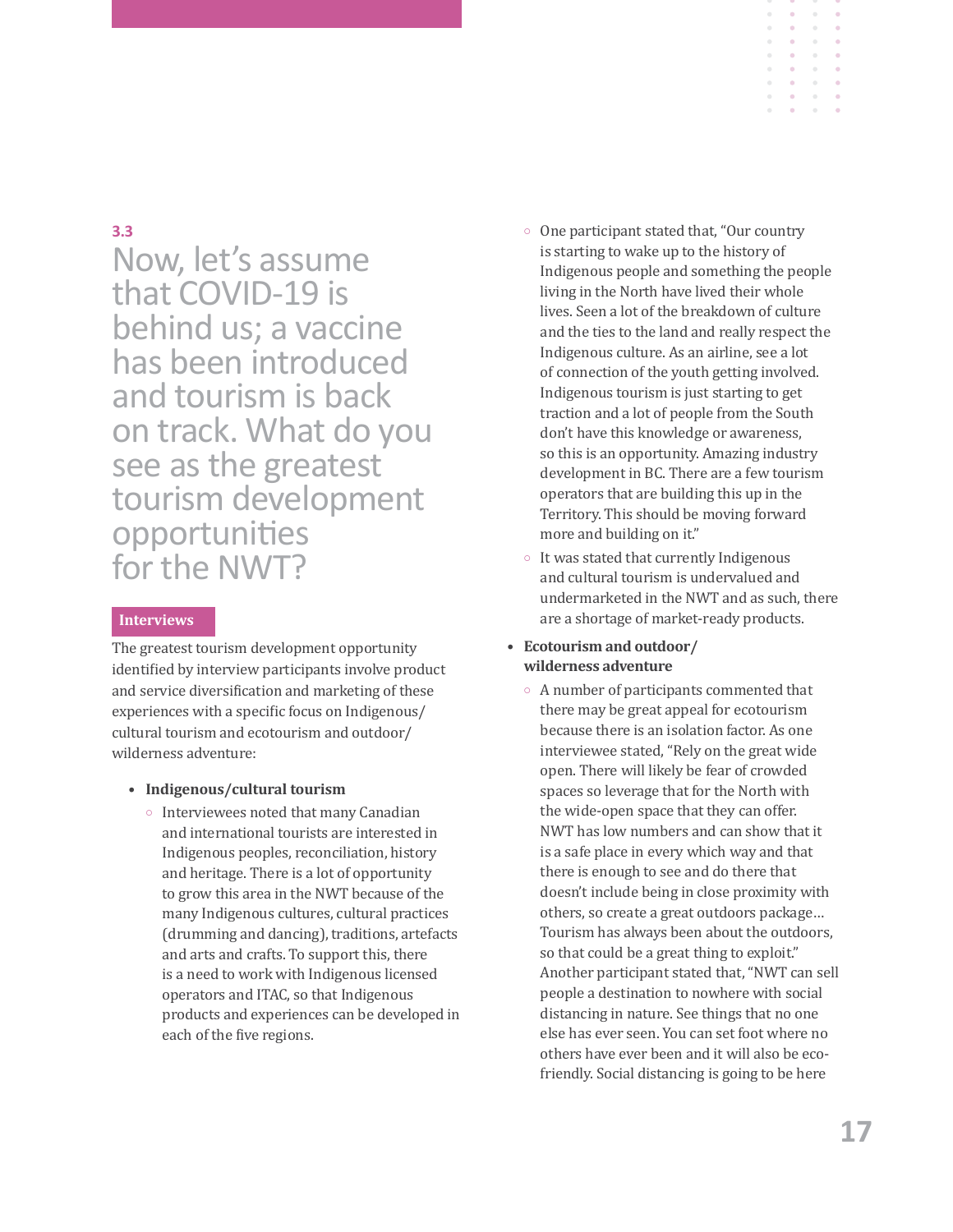3.3

## Now, let's assume that COVID-19 is behind us; a vaccine has been introduced and tourism is back on track. What do you see as the greatest tourism development opportunities for the NWT?

### Interviews

The greatest tourism development opportunity identified by interview participants involve product and service diversification and marketing of these experiences with a specific focus on Indigenous/cultural tourism and ecotourism and outdoor/wilderness adventure:

- **Indigenous/cultural tourism**
  - Interviewees noted that many Canadian and international tourists are interested in Indigenous peoples, reconciliation, history and heritage. There is a lot of opportunity to grow this area in the NWT because of the many Indigenous cultures, cultural practices (drumming and dancing), traditions, artefacts and arts and crafts. To support this, there is a need to work with Indigenous licensed operators and ITAC, so that Indigenous products and experiences can be developed in each of the five regions.
  - One participant stated that, "Our country is starting to wake up to the history of Indigenous people and something the people living in the North have lived their whole lives. Seen a lot of the breakdown of culture and the ties to the land and really respect the Indigenous culture. As an airline, see a lot of connection of the youth getting involved. Indigenous tourism is just starting to get traction and a lot of people from the South don't have this knowledge or awareness, so this is an opportunity. Amazing industry development in BC. There are a few tourism operators that are building this up in the Territory. This should be moving forward more and building on it."
  - It was stated that currently Indigenous and cultural tourism is undervalued and undermarketed in the NWT and as such, there are a shortage of market-ready products.
- **Ecotourism and outdoor/wilderness adventure**
  - A number of participants commented that there may be great appeal for ecotourism because there is an isolation factor. As one interviewee stated, "Rely on the great wide open. There will likely be fear of crowded spaces so leverage that for the North with the wide-open space that they can offer. NWT has low numbers and can show that it is a safe place in every which way and that there is enough to see and do there that doesn't include being in close proximity with others, so create a great outdoors package… Tourism has always been about the outdoors, so that could be a great thing to exploit." Another participant stated that, "NWT can sell people a destination to nowhere with social distancing in nature. See things that no one else has ever seen. You can set foot where no others have ever been and it will also be eco-friendly. Social distancing is going to be here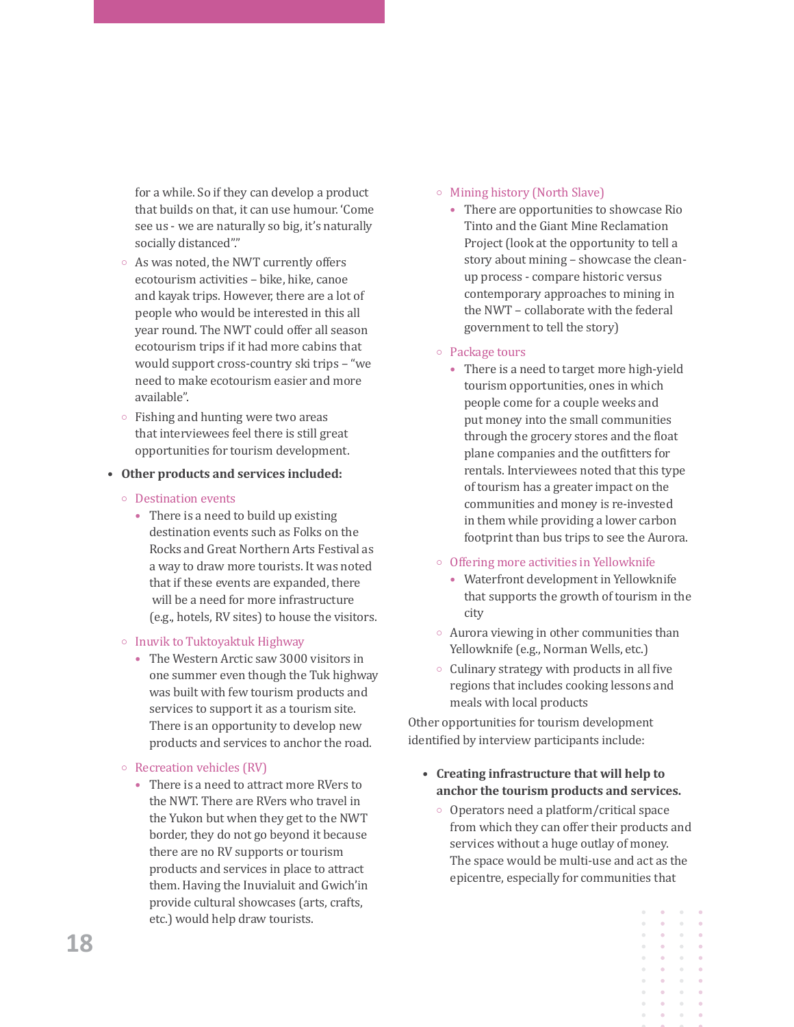for a while. So if they can develop a product that builds on that, it can use humour. 'Come see us - we are naturally so big, it's naturally socially distanced".'

  - As was noted, the NWT currently offers ecotourism activities – bike, hike, canoe and kayak trips. However, there are a lot of people who would be interested in this all year round. The NWT could offer all season ecotourism trips if it had more cabins that would support cross-country ski trips – "we need to make ecotourism easier and more available".
  - Fishing and hunting were two areas that interviewees feel there is still great opportunities for tourism development.

- **Other products and services included:**
  - Destination events
    - There is a need to build up existing destination events such as Folks on the Rocks and Great Northern Arts Festival as a way to draw more tourists. It was noted that if these events are expanded, there will be a need for more infrastructure (e.g., hotels, RV sites) to house the visitors.
  - Inuvik to Tuktoyaktuk Highway
    - The Western Arctic saw 3000 visitors in one summer even though the Tuk highway was built with few tourism products and services to support it as a tourism site. There is an opportunity to develop new products and services to anchor the road.
  - Recreation vehicles (RV)
    - There is a need to attract more RVers to the NWT. There are RVers who travel in the Yukon but when they get to the NWT border, they do not go beyond it because there are no RV supports or tourism products and services in place to attract them. Having the Inuvialuit and Gwich'in provide cultural showcases (arts, crafts, etc.) would help draw tourists.
  - Mining history (North Slave)
    - There are opportunities to showcase Rio Tinto and the Giant Mine Reclamation Project (look at the opportunity to tell a story about mining – showcase the clean-up process - compare historic versus contemporary approaches to mining in the NWT – collaborate with the federal government to tell the story)
  - Package tours
    - There is a need to target more high-yield tourism opportunities, ones in which people come for a couple weeks and put money into the small communities through the grocery stores and the float plane companies and the outfitters for rentals. Interviewees noted that this type of tourism has a greater impact on the communities and money is re-invested in them while providing a lower carbon footprint than bus trips to see the Aurora.
  - Offering more activities in Yellowknife
    - Waterfront development in Yellowknife that supports the growth of tourism in the city
  - Aurora viewing in other communities than Yellowknife (e.g., Norman Wells, etc.)
  - Culinary strategy with products in all five regions that includes cooking lessons and meals with local products

Other opportunities for tourism development identified by interview participants include:

- **Creating infrastructure that will help to anchor the tourism products and services.**
  - Operators need a platform/critical space from which they can offer their products and services without a huge outlay of money. The space would be multi-use and act as the epicentre, especially for communities that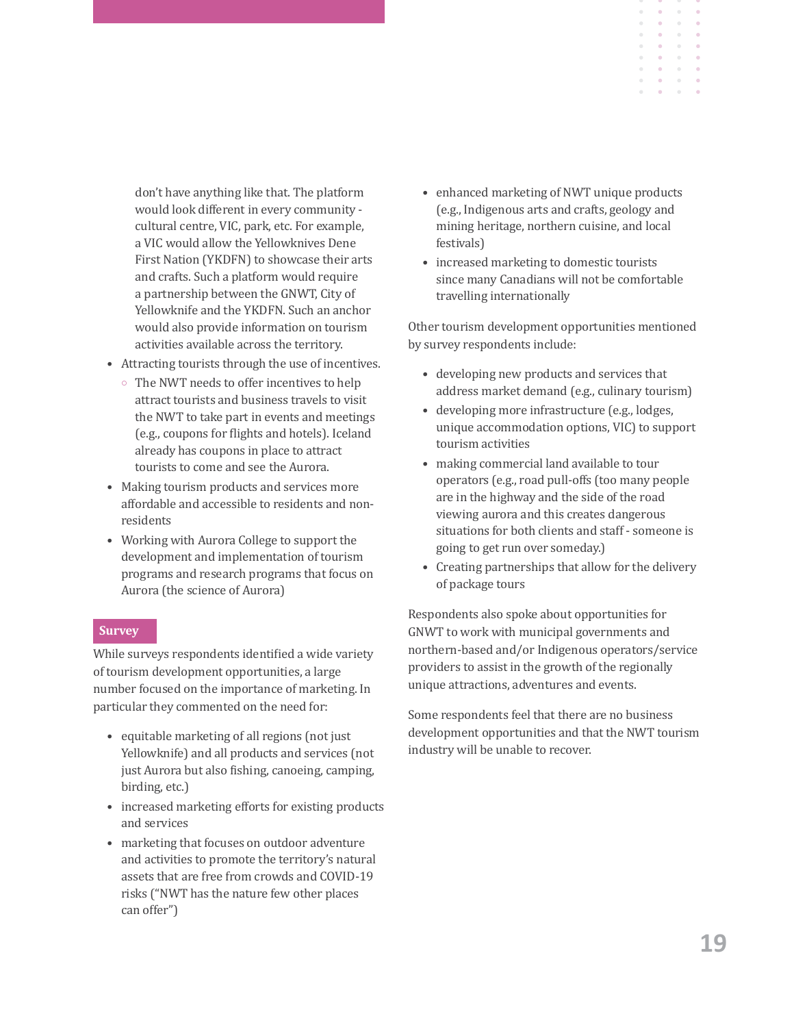don't have anything like that. The platform would look different in every community - cultural centre, VIC, park, etc. For example, a VIC would allow the Yellowknives Dene First Nation (YKDFN) to showcase their arts and crafts. Such a platform would require a partnership between the GNWT, City of Yellowknife and the YKDFN. Such an anchor would also provide information on tourism activities available across the territory.

- Attracting tourists through the use of incentives.
  - The NWT needs to offer incentives to help attract tourists and business travels to visit the NWT to take part in events and meetings (e.g., coupons for flights and hotels). Iceland already has coupons in place to attract tourists to come and see the Aurora.
- Making tourism products and services more affordable and accessible to residents and non-residents
- Working with Aurora College to support the development and implementation of tourism programs and research programs that focus on Aurora (the science of Aurora)

**Survey**

While surveys respondents identified a wide variety of tourism development opportunities, a large number focused on the importance of marketing. In particular they commented on the need for:

- equitable marketing of all regions (not just Yellowknife) and all products and services (not just Aurora but also fishing, canoeing, camping, birding, etc.)
- increased marketing efforts for existing products and services
- marketing that focuses on outdoor adventure and activities to promote the territory's natural assets that are free from crowds and COVID-19 risks ("NWT has the nature few other places can offer")
- enhanced marketing of NWT unique products (e.g., Indigenous arts and crafts, geology and mining heritage, northern cuisine, and local festivals)
- increased marketing to domestic tourists since many Canadians will not be comfortable travelling internationally

Other tourism development opportunities mentioned by survey respondents include:

- developing new products and services that address market demand (e.g., culinary tourism)
- developing more infrastructure (e.g., lodges, unique accommodation options, VIC) to support tourism activities
- making commercial land available to tour operators (e.g., road pull-offs (too many people are in the highway and the side of the road viewing aurora and this creates dangerous situations for both clients and staff - someone is going to get run over someday.)
- Creating partnerships that allow for the delivery of package tours

Respondents also spoke about opportunities for GNWT to work with municipal governments and northern-based and/or Indigenous operators/service providers to assist in the growth of the regionally unique attractions, adventures and events.

Some respondents feel that there are no business development opportunities and that the NWT tourism industry will be unable to recover.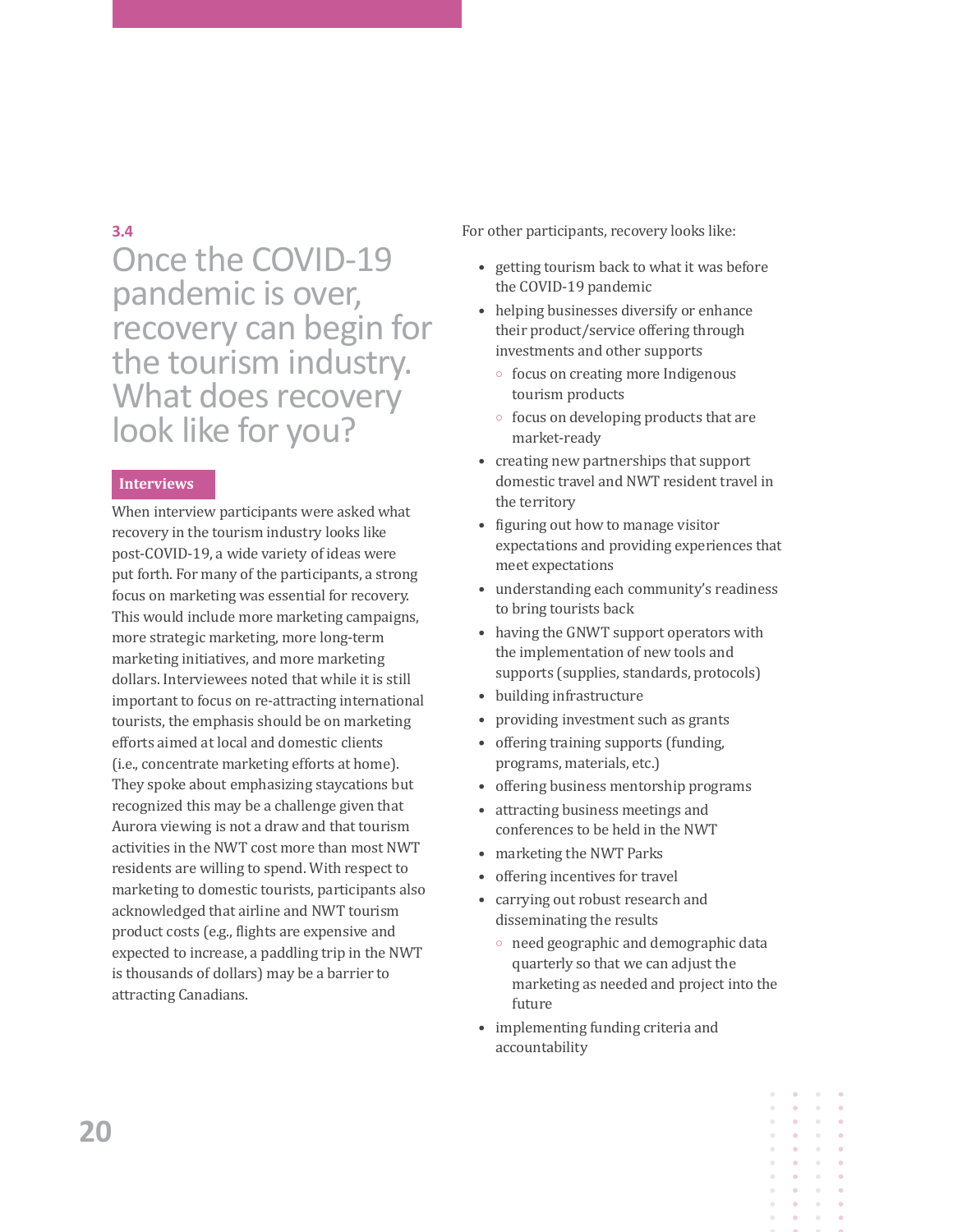## 3.4

# Once the COVID-19 pandemic is over, recovery can begin for the tourism industry. What does recovery look like for you?

### Interviews

When interview participants were asked what recovery in the tourism industry looks like post-COVID-19, a wide variety of ideas were put forth. For many of the participants, a strong focus on marketing was essential for recovery. This would include more marketing campaigns, more strategic marketing, more long-term marketing initiatives, and more marketing dollars. Interviewees noted that while it is still important to focus on re-attracting international tourists, the emphasis should be on marketing efforts aimed at local and domestic clients (i.e., concentrate marketing efforts at home). They spoke about emphasizing staycations but recognized this may be a challenge given that Aurora viewing is not a draw and that tourism activities in the NWT cost more than most NWT residents are willing to spend. With respect to marketing to domestic tourists, participants also acknowledged that airline and NWT tourism product costs (e.g., flights are expensive and expected to increase, a paddling trip in the NWT is thousands of dollars) may be a barrier to attracting Canadians.

For other participants, recovery looks like:

- getting tourism back to what it was before the COVID-19 pandemic
- helping businesses diversify or enhance their product/service offering through investments and other supports
  - focus on creating more Indigenous tourism products
  - focus on developing products that are market-ready
- creating new partnerships that support domestic travel and NWT resident travel in the territory
- figuring out how to manage visitor expectations and providing experiences that meet expectations
- understanding each community's readiness to bring tourists back
- having the GNWT support operators with the implementation of new tools and supports (supplies, standards, protocols)
- building infrastructure
- providing investment such as grants
- offering training supports (funding, programs, materials, etc.)
- offering business mentorship programs
- attracting business meetings and conferences to be held in the NWT
- marketing the NWT Parks
- offering incentives for travel
- carrying out robust research and disseminating the results
  - need geographic and demographic data quarterly so that we can adjust the marketing as needed and project into the future
- implementing funding criteria and accountability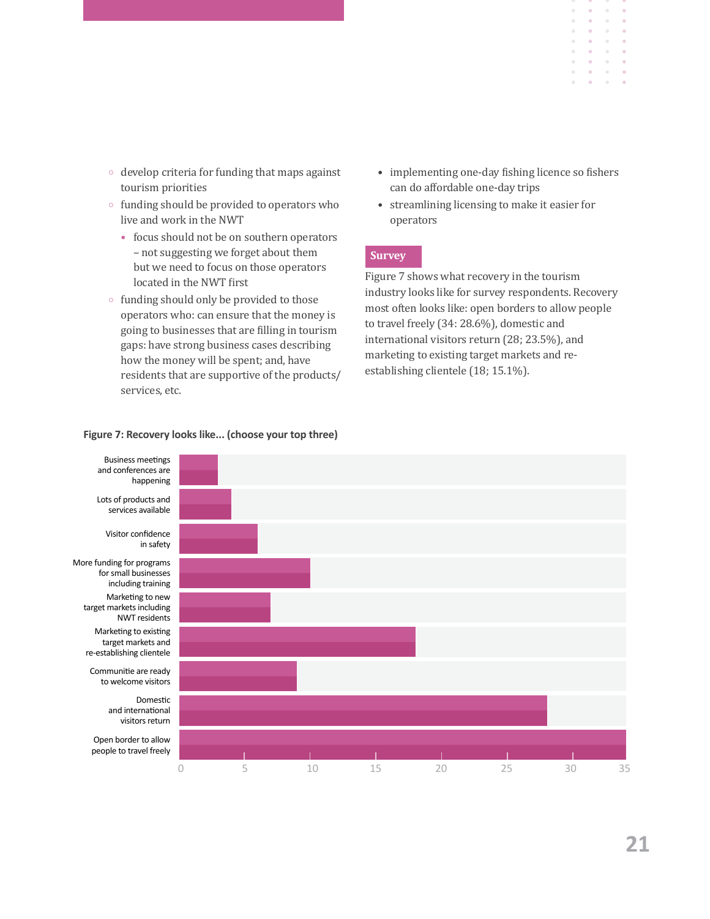- develop criteria for funding that maps against tourism priorities
- funding should be provided to operators who live and work in the NWT
  - focus should not be on southern operators – not suggesting we forget about them but we need to focus on those operators located in the NWT first
- funding should only be provided to those operators who: can ensure that the money is going to businesses that are filling in tourism gaps: have strong business cases describing how the money will be spent; and, have residents that are supportive of the products/ services, etc.

- implementing one-day fishing licence so fishers can do affordable one-day trips
- streamlining licensing to make it easier for operators

## Survey

Figure 7 shows what recovery in the tourism industry looks like for survey respondents. Recovery most often looks like: open borders to allow people to travel freely (34: 28.6%), domestic and international visitors return (28; 23.5%), and marketing to existing target markets and re-establishing clientele (18; 15.1%).

**Figure 7: Recovery looks like... (choose your top three)**

| Response | Count |
|---|---|
| Business meetings and conferences are happening | 3 |
| Lots of products and services available | 4 |
| Visitor confidence in safety | 6 |
| More funding for programs for small businesses including training | 10 |
| Marketing to new target markets including NWT residents | 7 |
| Marketing to existing target markets and re-establishing clientele | 18 |
| Communitie are ready to welcome visitors | 9 |
| Domestic and international visitors return | 28 |
| Open border to allow people to travel freely | 34 |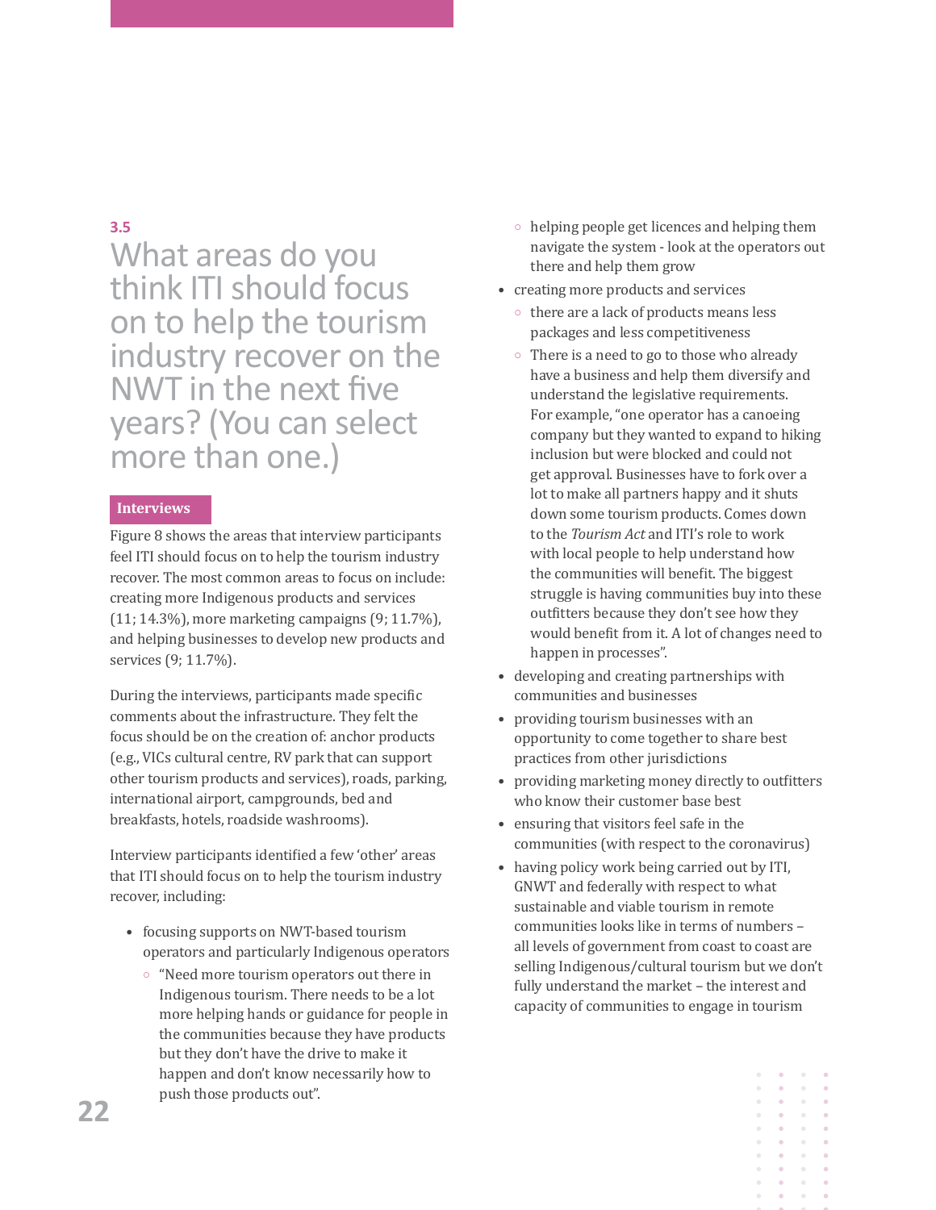### 3.5

## What areas do you think ITI should focus on to help the tourism industry recover on the NWT in the next five years? (You can select more than one.)

**Interviews**

Figure 8 shows the areas that interview participants feel ITI should focus on to help the tourism industry recover. The most common areas to focus on include: creating more Indigenous products and services (11; 14.3%), more marketing campaigns (9; 11.7%), and helping businesses to develop new products and services (9; 11.7%).

During the interviews, participants made specific comments about the infrastructure. They felt the focus should be on the creation of: anchor products (e.g., VICs cultural centre, RV park that can support other tourism products and services), roads, parking, international airport, campgrounds, bed and breakfasts, hotels, roadside washrooms).

Interview participants identified a few 'other' areas that ITI should focus on to help the tourism industry recover, including:

- focusing supports on NWT-based tourism operators and particularly Indigenous operators
  - "Need more tourism operators out there in Indigenous tourism. There needs to be a lot more helping hands or guidance for people in the communities because they have products but they don't have the drive to make it happen and don't know necessarily how to push those products out".
  - helping people get licences and helping them navigate the system - look at the operators out there and help them grow
- creating more products and services
  - there are a lack of products means less packages and less competitiveness
  - There is a need to go to those who already have a business and help them diversify and understand the legislative requirements. For example, "one operator has a canoeing company but they wanted to expand to hiking inclusion but were blocked and could not get approval. Businesses have to fork over a lot to make all partners happy and it shuts down some tourism products. Comes down to the *Tourism Act* and ITI's role to work with local people to help understand how the communities will benefit. The biggest struggle is having communities buy into these outfitters because they don't see how they would benefit from it. A lot of changes need to happen in processes".
- developing and creating partnerships with communities and businesses
- providing tourism businesses with an opportunity to come together to share best practices from other jurisdictions
- providing marketing money directly to outfitters who know their customer base best
- ensuring that visitors feel safe in the communities (with respect to the coronavirus)
- having policy work being carried out by ITI, GNWT and federally with respect to what sustainable and viable tourism in remote communities looks like in terms of numbers – all levels of government from coast to coast are selling Indigenous/cultural tourism but we don't fully understand the market – the interest and capacity of communities to engage in tourism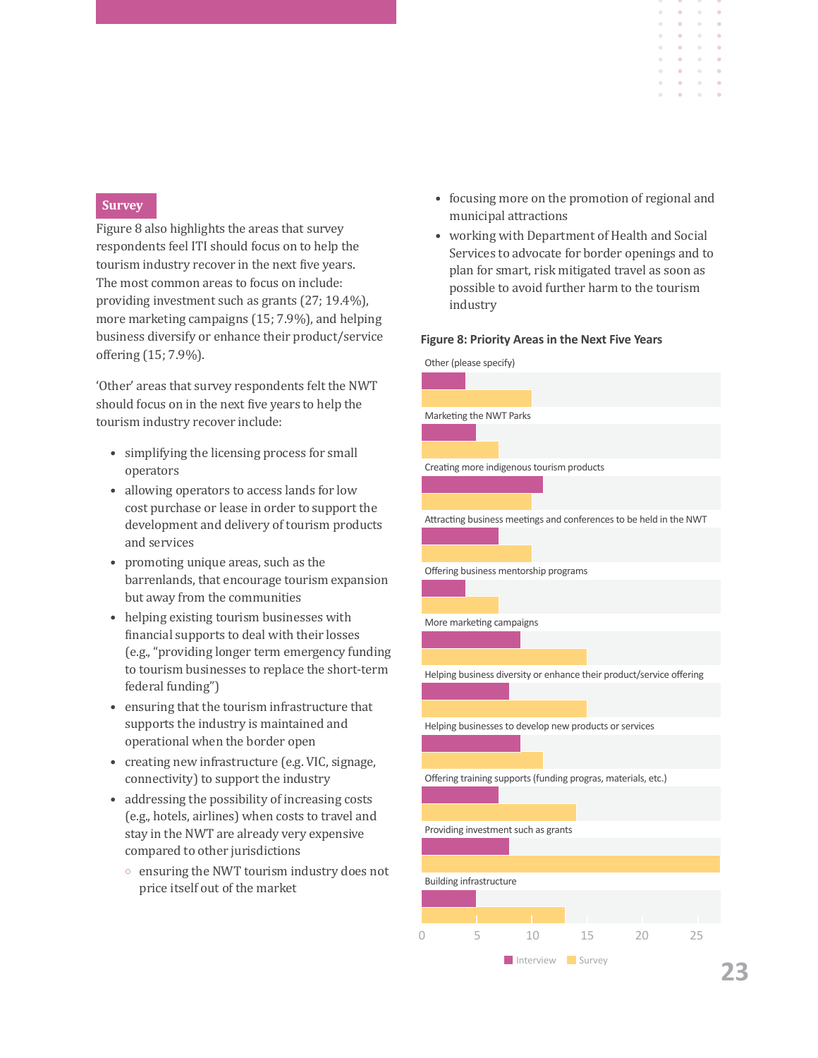## Survey

Figure 8 also highlights the areas that survey respondents feel ITI should focus on to help the tourism industry recover in the next five years. The most common areas to focus on include: providing investment such as grants (27; 19.4%), more marketing campaigns (15; 7.9%), and helping business diversify or enhance their product/service offering (15; 7.9%).

'Other' areas that survey respondents felt the NWT should focus on in the next five years to help the tourism industry recover include:

- simplifying the licensing process for small operators
- allowing operators to access lands for low cost purchase or lease in order to support the development and delivery of tourism products and services
- promoting unique areas, such as the barrenlands, that encourage tourism expansion but away from the communities
- helping existing tourism businesses with financial supports to deal with their losses (e.g., "providing longer term emergency funding to tourism businesses to replace the short-term federal funding")
- ensuring that the tourism infrastructure that supports the industry is maintained and operational when the border open
- creating new infrastructure (e.g. VIC, signage, connectivity) to support the industry
- addressing the possibility of increasing costs (e.g., hotels, airlines) when costs to travel and stay in the NWT are already very expensive compared to other jurisdictions
  - ensuring the NWT tourism industry does not price itself out of the market
- focusing more on the promotion of regional and municipal attractions
- working with Department of Health and Social Services to advocate for border openings and to plan for smart, risk mitigated travel as soon as possible to avoid further harm to the tourism industry

**Figure 8: Priority Areas in the Next Five Years**

Categories (Interview / Survey):

- Other (please specify)
- Marketing the NWT Parks
- Creating more indigenous tourism products
- Attracting business meetings and conferences to be held in the NWT
- Offering business mentorship programs
- More marketing campaigns
- Helping business diversity or enhance their product/service offering
- Helping businesses to develop new products or services
- Offering training supports (funding progras, materials, etc.)
- Providing investment such as grants
- Building infrastructure

Axis: 0, 5, 10, 15, 20, 25

Legend: Interview, Survey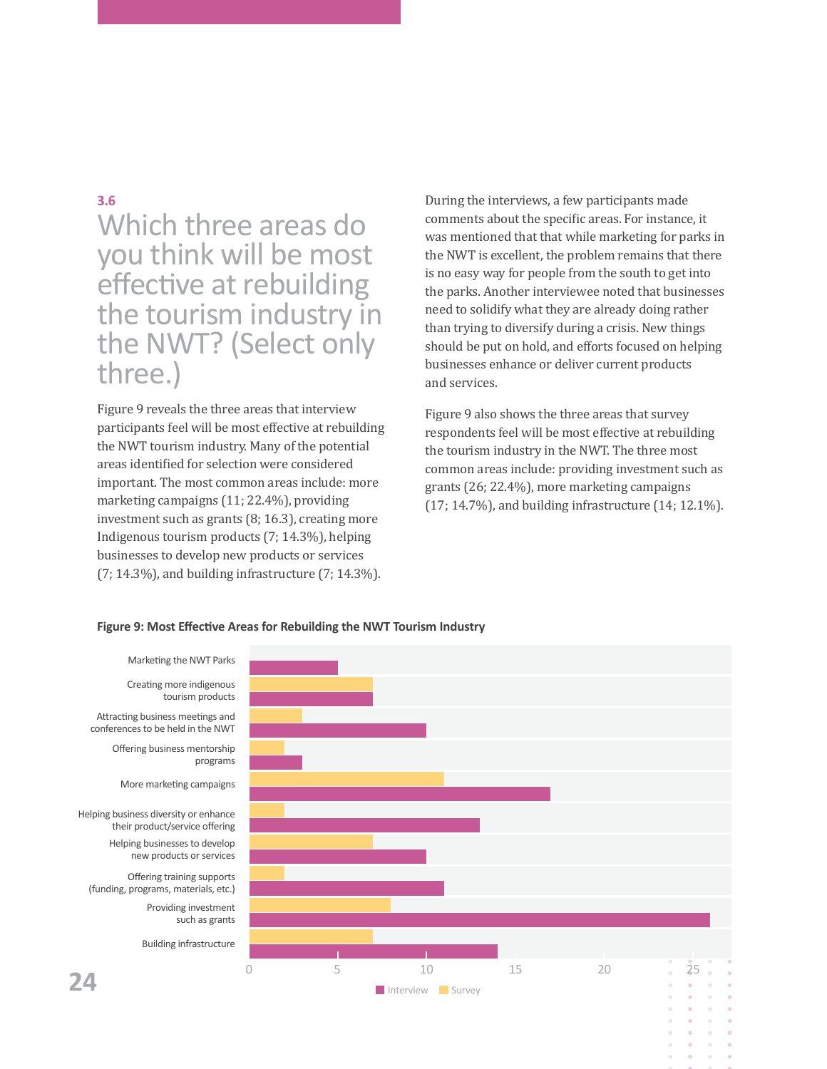### 3.6

## Which three areas do you think will be most effective at rebuilding the tourism industry in the NWT? (Select only three.)

Figure 9 reveals the three areas that interview participants feel will be most effective at rebuilding the NWT tourism industry. Many of the potential areas identified for selection were considered important. The most common areas include: more marketing campaigns (11; 22.4%), providing investment such as grants (8; 16.3), creating more Indigenous tourism products (7; 14.3%), helping businesses to develop new products or services (7; 14.3%), and building infrastructure (7; 14.3%).

During the interviews, a few participants made comments about the specific areas. For instance, it was mentioned that that while marketing for parks in the NWT is excellent, the problem remains that there is no easy way for people from the south to get into the parks. Another interviewee noted that businesses need to solidify what they are already doing rather than trying to diversify during a crisis. New things should be put on hold, and efforts focused on helping businesses enhance or deliver current products and services.

Figure 9 also shows the three areas that survey respondents feel will be most effective at rebuilding the tourism industry in the NWT. The three most common areas include: providing investment such as grants (26; 22.4%), more marketing campaigns (17; 14.7%), and building infrastructure (14; 12.1%).

**Figure 9: Most Effective Areas for Rebuilding the NWT Tourism Industry**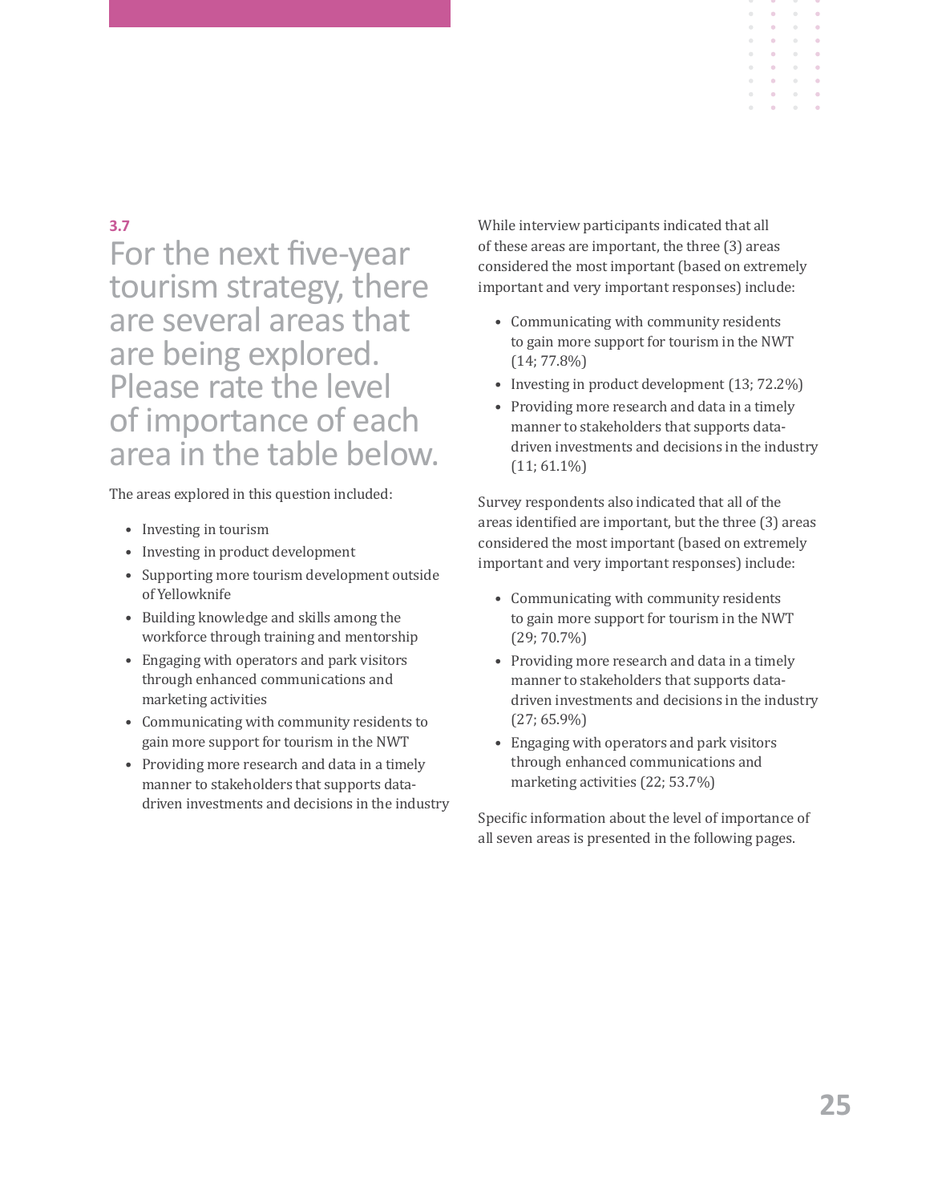## 3.7

# For the next five-year tourism strategy, there are several areas that are being explored. Please rate the level of importance of each area in the table below.

The areas explored in this question included:

- Investing in tourism
- Investing in product development
- Supporting more tourism development outside of Yellowknife
- Building knowledge and skills among the workforce through training and mentorship
- Engaging with operators and park visitors through enhanced communications and marketing activities
- Communicating with community residents to gain more support for tourism in the NWT
- Providing more research and data in a timely manner to stakeholders that supports data-driven investments and decisions in the industry

While interview participants indicated that all of these areas are important, the three (3) areas considered the most important (based on extremely important and very important responses) include:

- Communicating with community residents to gain more support for tourism in the NWT (14; 77.8%)
- Investing in product development (13; 72.2%)
- Providing more research and data in a timely manner to stakeholders that supports data-driven investments and decisions in the industry (11; 61.1%)

Survey respondents also indicated that all of the areas identified are important, but the three (3) areas considered the most important (based on extremely important and very important responses) include:

- Communicating with community residents to gain more support for tourism in the NWT (29; 70.7%)
- Providing more research and data in a timely manner to stakeholders that supports data-driven investments and decisions in the industry (27; 65.9%)
- Engaging with operators and park visitors through enhanced communications and marketing activities (22; 53.7%)

Specific information about the level of importance of all seven areas is presented in the following pages.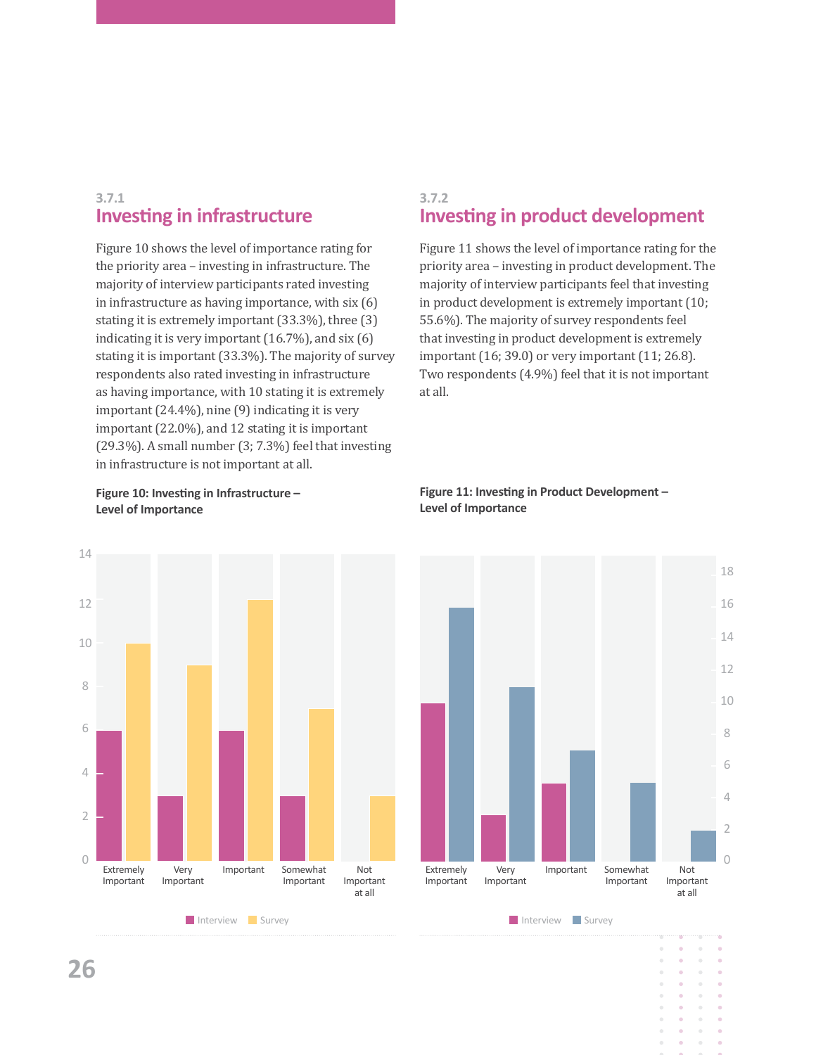### 3.7.1

## Investing in infrastructure

Figure 10 shows the level of importance rating for the priority area – investing in infrastructure. The majority of interview participants rated investing in infrastructure as having importance, with six (6) stating it is extremely important (33.3%), three (3) indicating it is very important (16.7%), and six (6) stating it is important (33.3%). The majority of survey respondents also rated investing in infrastructure as having importance, with 10 stating it is extremely important (24.4%), nine (9) indicating it is very important (22.0%), and 12 stating it is important (29.3%). A small number (3; 7.3%) feel that investing in infrastructure is not important at all.

**Figure 10: Investing in Infrastructure – Level of Importance**

| | Extremely Important | Very Important | Important | Somewhat Important | Not Important at all |
|---|---|---|---|---|---|
| Interview | 6 | 3 | 6 | 3 | 0 |
| Survey | 10 | 9 | 12 | 7 | 3 |

### 3.7.2

## Investing in product development

Figure 11 shows the level of importance rating for the priority area – investing in product development. The majority of interview participants feel that investing in product development is extremely important (10; 55.6%). The majority of survey respondents feel that investing in product development is extremely important (16; 39.0) or very important (11; 26.8). Two respondents (4.9%) feel that it is not important at all.

**Figure 11: Investing in Product Development – Level of Importance**

| | Extremely Important | Very Important | Important | Somewhat Important | Not Important at all |
|---|---|---|---|---|---|
| Interview | 10 | 3 | 5 | 0 | 0 |
| Survey | 16 | 11 | 7 | 5 | 2 |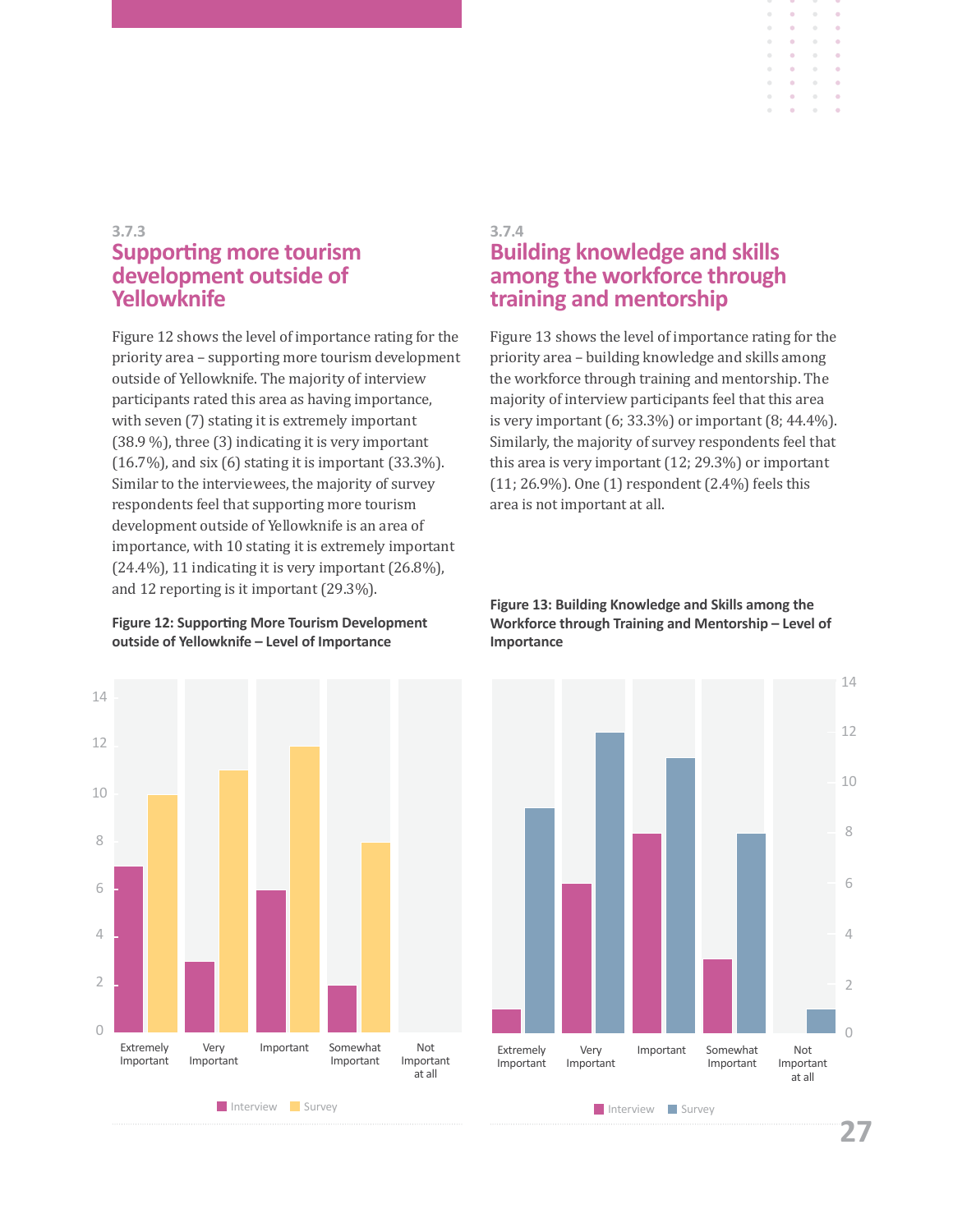### 3.7.3

## Supporting more tourism development outside of Yellowknife

Figure 12 shows the level of importance rating for the priority area – supporting more tourism development outside of Yellowknife. The majority of interview participants rated this area as having importance, with seven (7) stating it is extremely important (38.9 %), three (3) indicating it is very important (16.7%), and six (6) stating it is important (33.3%). Similar to the interviewees, the majority of survey respondents feel that supporting more tourism development outside of Yellowknife is an area of importance, with 10 stating it is extremely important (24.4%), 11 indicating it is very important (26.8%), and 12 reporting is it important (29.3%).

**Figure 12: Supporting More Tourism Development outside of Yellowknife – Level of Importance**

| | Interview | Survey |
|---|---|---|
| Extremely Important | 7 | 10 |
| Very Important | 3 | 11 |
| Important | 6 | 12 |
| Somewhat Important | 2 | 8 |
| Not Important at all | 0 | 0 |

### 3.7.4

## Building knowledge and skills among the workforce through training and mentorship

Figure 13 shows the level of importance rating for the priority area – building knowledge and skills among the workforce through training and mentorship. The majority of interview participants feel that this area is very important (6; 33.3%) or important (8; 44.4%). Similarly, the majority of survey respondents feel that this area is very important (12; 29.3%) or important (11; 26.9%). One (1) respondent (2.4%) feels this area is not important at all.

**Figure 13: Building Knowledge and Skills among the Workforce through Training and Mentorship – Level of Importance**

| | Interview | Survey |
|---|---|---|
| Extremely Important | 1 | 9 |
| Very Important | 6 | 12 |
| Important | 8 | 11 |
| Somewhat Important | 3 | 8 |
| Not Important at all | 0 | 1 |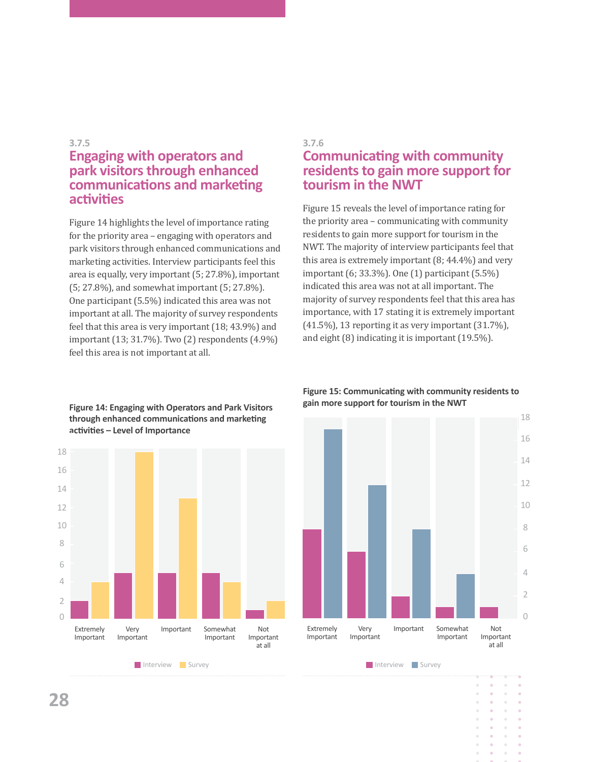### 3.7.5

## Engaging with operators and park visitors through enhanced communications and marketing activities

Figure 14 highlights the level of importance rating for the priority area – engaging with operators and park visitors through enhanced communications and marketing activities. Interview participants feel this area is equally, very important (5; 27.8%), important (5; 27.8%), and somewhat important (5; 27.8%). One participant (5.5%) indicated this area was not important at all. The majority of survey respondents feel that this area is very important (18; 43.9%) and important (13; 31.7%). Two (2) respondents (4.9%) feel this area is not important at all.

**Figure 14: Engaging with Operators and Park Visitors through enhanced communications and marketing activities – Level of Importance**

| | Extremely Important | Very Important | Important | Somewhat Important | Not Important at all |
|---|---|---|---|---|---|
| Interview | 2 | 5 | 5 | 5 | 1 |
| Survey | 4 | 18 | 13 | 4 | 2 |

### 3.7.6

## Communicating with community residents to gain more support for tourism in the NWT

Figure 15 reveals the level of importance rating for the priority area – communicating with community residents to gain more support for tourism in the NWT. The majority of interview participants feel that this area is extremely important (8; 44.4%) and very important (6; 33.3%). One (1) participant (5.5%) indicated this area was not at all important. The majority of survey respondents feel that this area has importance, with 17 stating it is extremely important (41.5%), 13 reporting it as very important (31.7%), and eight (8) indicating it is important (19.5%).

**Figure 15: Communicating with community residents to gain more support for tourism in the NWT**

| | Extremely Important | Very Important | Important | Somewhat Important | Not Important at all |
|---|---|---|---|---|---|
| Interview | 8 | 6 | 2 | 1 | 1 |
| Survey | 17 | 12 | 8 | 4 | |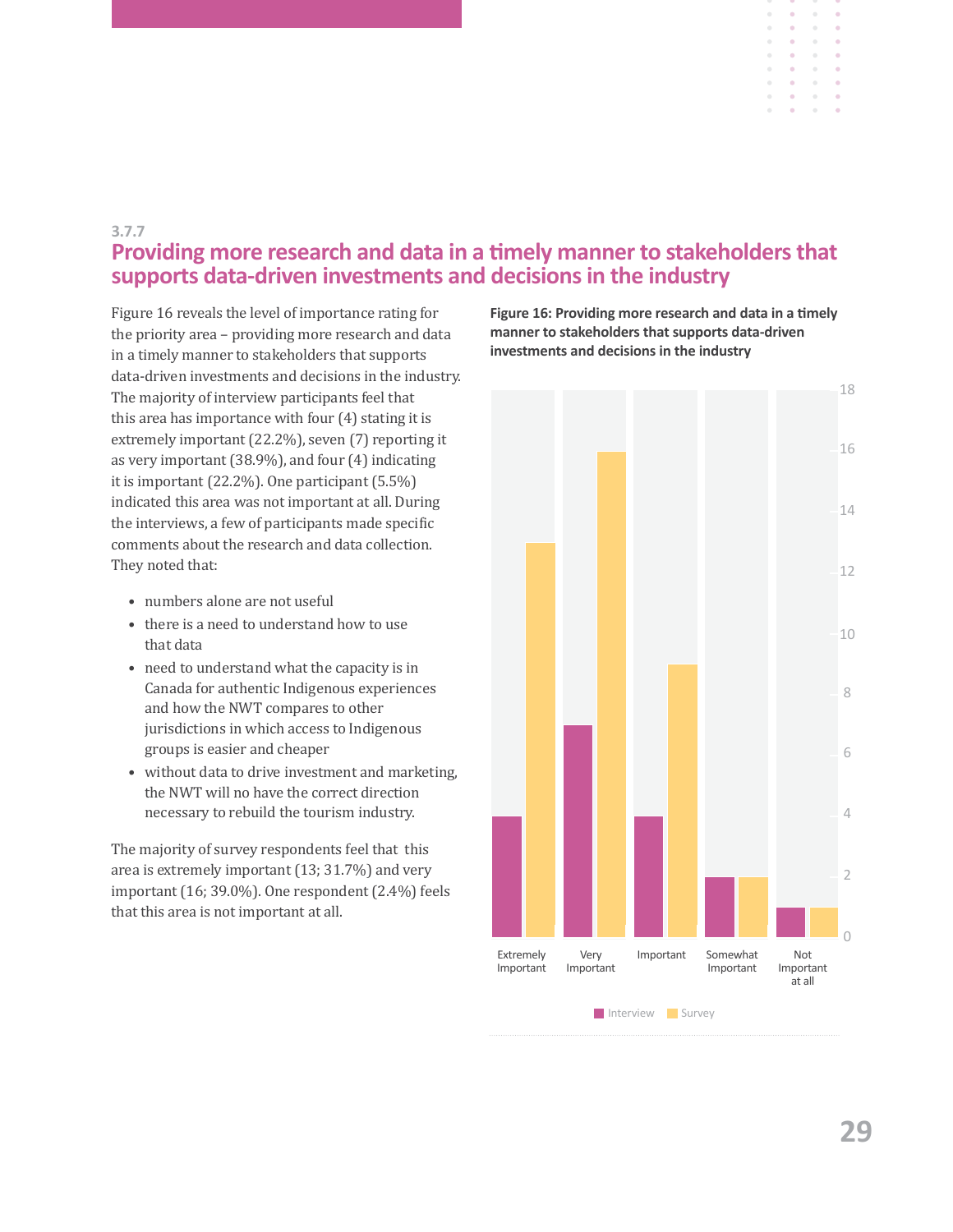### 3.7.7

## Providing more research and data in a timely manner to stakeholders that supports data-driven investments and decisions in the industry

Figure 16 reveals the level of importance rating for the priority area – providing more research and data in a timely manner to stakeholders that supports data-driven investments and decisions in the industry. The majority of interview participants feel that this area has importance with four (4) stating it is extremely important (22.2%), seven (7) reporting it as very important (38.9%), and four (4) indicating it is important (22.2%). One participant (5.5%) indicated this area was not important at all. During the interviews, a few of participants made specific comments about the research and data collection. They noted that:

- numbers alone are not useful
- there is a need to understand how to use that data
- need to understand what the capacity is in Canada for authentic Indigenous experiences and how the NWT compares to other jurisdictions in which access to Indigenous groups is easier and cheaper
- without data to drive investment and marketing, the NWT will no have the correct direction necessary to rebuild the tourism industry.

The majority of survey respondents feel that this area is extremely important (13; 31.7%) and very important (16; 39.0%). One respondent (2.4%) feels that this area is not important at all.

**Figure 16: Providing more research and data in a timely manner to stakeholders that supports data-driven investments and decisions in the industry**

| | Interview | Survey |
|---|---|---|
| Extremely Important | 4 | 13 |
| Very Important | 7 | 16 |
| Important | 4 | 9 |
| Somewhat Important | 2 | 2 |
| Not Important at all | 1 | 1 |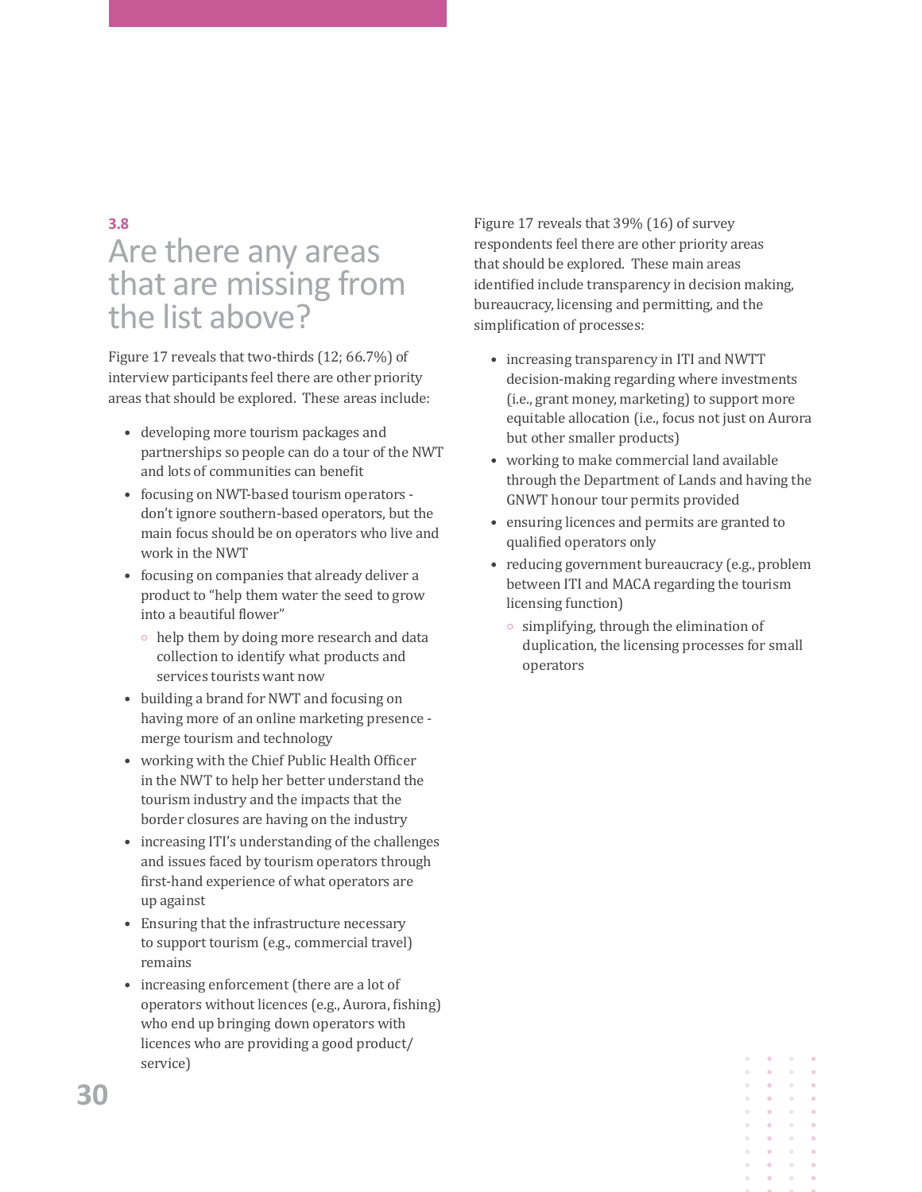### 3.8

## Are there any areas that are missing from the list above?

Figure 17 reveals that two-thirds (12; 66.7%) of interview participants feel there are other priority areas that should be explored. These areas include:

- developing more tourism packages and partnerships so people can do a tour of the NWT and lots of communities can benefit
- focusing on NWT-based tourism operators - don't ignore southern-based operators, but the main focus should be on operators who live and work in the NWT
- focusing on companies that already deliver a product to "help them water the seed to grow into a beautiful flower"
    - help them by doing more research and data collection to identify what products and services tourists want now
- building a brand for NWT and focusing on having more of an online marketing presence - merge tourism and technology
- working with the Chief Public Health Officer in the NWT to help her better understand the tourism industry and the impacts that the border closures are having on the industry
- increasing ITI's understanding of the challenges and issues faced by tourism operators through first-hand experience of what operators are up against
- Ensuring that the infrastructure necessary to support tourism (e.g., commercial travel) remains
- increasing enforcement (there are a lot of operators without licences (e.g., Aurora, fishing) who end up bringing down operators with licences who are providing a good product/service)

Figure 17 reveals that 39% (16) of survey respondents feel there are other priority areas that should be explored. These main areas identified include transparency in decision making, bureaucracy, licensing and permitting, and the simplification of processes:

- increasing transparency in ITI and NWTT decision-making regarding where investments (i.e., grant money, marketing) to support more equitable allocation (i.e., focus not just on Aurora but other smaller products)
- working to make commercial land available through the Department of Lands and having the GNWT honour tour permits provided
- ensuring licences and permits are granted to qualified operators only
- reducing government bureaucracy (e.g., problem between ITI and MACA regarding the tourism licensing function)
    - simplifying, through the elimination of duplication, the licensing processes for small operators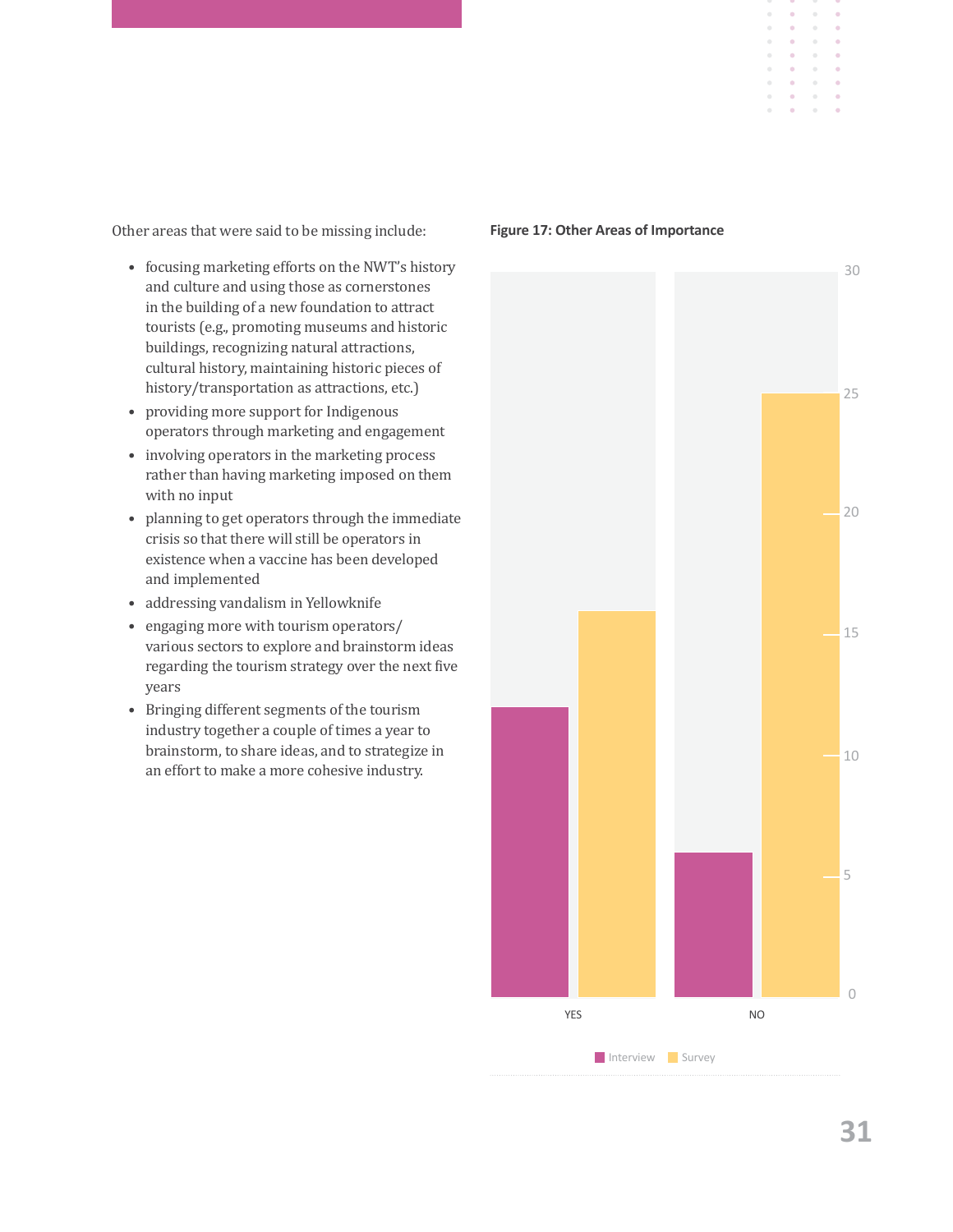Other areas that were said to be missing include:

- focusing marketing efforts on the NWT's history and culture and using those as cornerstones in the building of a new foundation to attract tourists (e.g., promoting museums and historic buildings, recognizing natural attractions, cultural history, maintaining historic pieces of history/transportation as attractions, etc.)
- providing more support for Indigenous operators through marketing and engagement
- involving operators in the marketing process rather than having marketing imposed on them with no input
- planning to get operators through the immediate crisis so that there will still be operators in existence when a vaccine has been developed and implemented
- addressing vandalism in Yellowknife
- engaging more with tourism operators/ various sectors to explore and brainstorm ideas regarding the tourism strategy over the next five years
- Bringing different segments of the tourism industry together a couple of times a year to brainstorm, to share ideas, and to strategize in an effort to make a more cohesive industry.

**Figure 17: Other Areas of Importance**

| | Interview | Survey |
|---|---|---|
| YES | 12 | 16 |
| NO | 6 | 25 |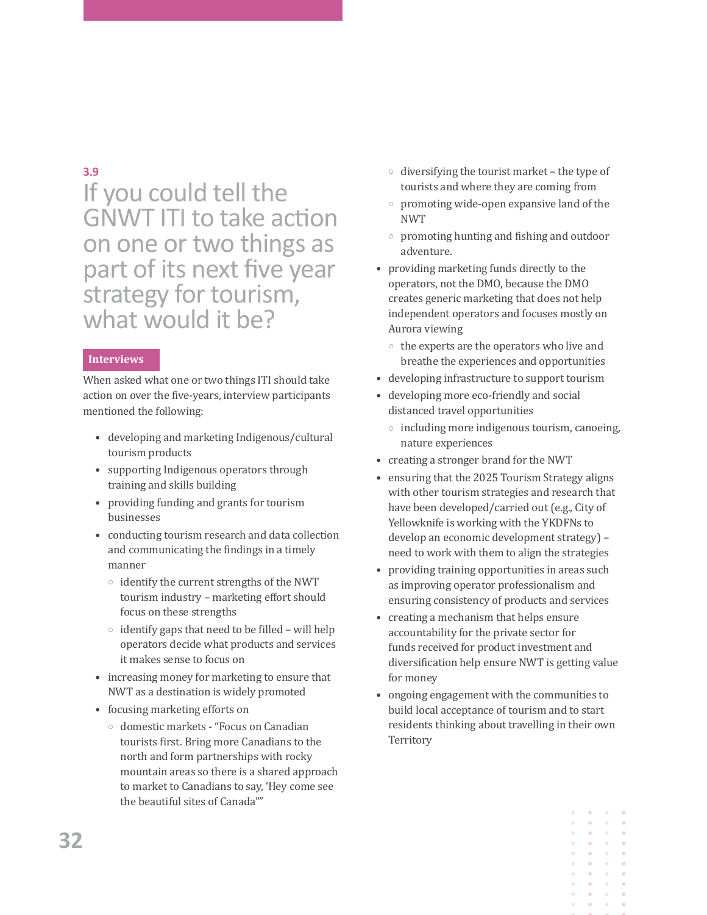## 3.9 If you could tell the GNWT ITI to take action on one or two things as part of its next five year strategy for tourism, what would it be?

### Interviews

When asked what one or two things ITI should take action on over the five-years, interview participants mentioned the following:

- developing and marketing Indigenous/cultural tourism products
- supporting Indigenous operators through training and skills building
- providing funding and grants for tourism businesses
- conducting tourism research and data collection and communicating the findings in a timely manner
  - identify the current strengths of the NWT tourism industry – marketing effort should focus on these strengths
  - identify gaps that need to be filled – will help operators decide what products and services it makes sense to focus on
- increasing money for marketing to ensure that NWT as a destination is widely promoted
- focusing marketing efforts on
  - domestic markets - "Focus on Canadian tourists first. Bring more Canadians to the north and form partnerships with rocky mountain areas so there is a shared approach to market to Canadians to say, 'Hey come see the beautiful sites of Canada'"
  - diversifying the tourist market – the type of tourists and where they are coming from
  - promoting wide-open expansive land of the NWT
  - promoting hunting and fishing and outdoor adventure.
- providing marketing funds directly to the operators, not the DMO, because the DMO creates generic marketing that does not help independent operators and focuses mostly on Aurora viewing
  - the experts are the operators who live and breathe the experiences and opportunities
- developing infrastructure to support tourism
- developing more eco-friendly and social distanced travel opportunities
  - including more indigenous tourism, canoeing, nature experiences
- creating a stronger brand for the NWT
- ensuring that the 2025 Tourism Strategy aligns with other tourism strategies and research that have been developed/carried out (e.g., City of Yellowknife is working with the YKDFNs to develop an economic development strategy) – need to work with them to align the strategies
- providing training opportunities in areas such as improving operator professionalism and ensuring consistency of products and services
- creating a mechanism that helps ensure accountability for the private sector for funds received for product investment and diversification help ensure NWT is getting value for money
- ongoing engagement with the communities to build local acceptance of tourism and to start residents thinking about travelling in their own Territory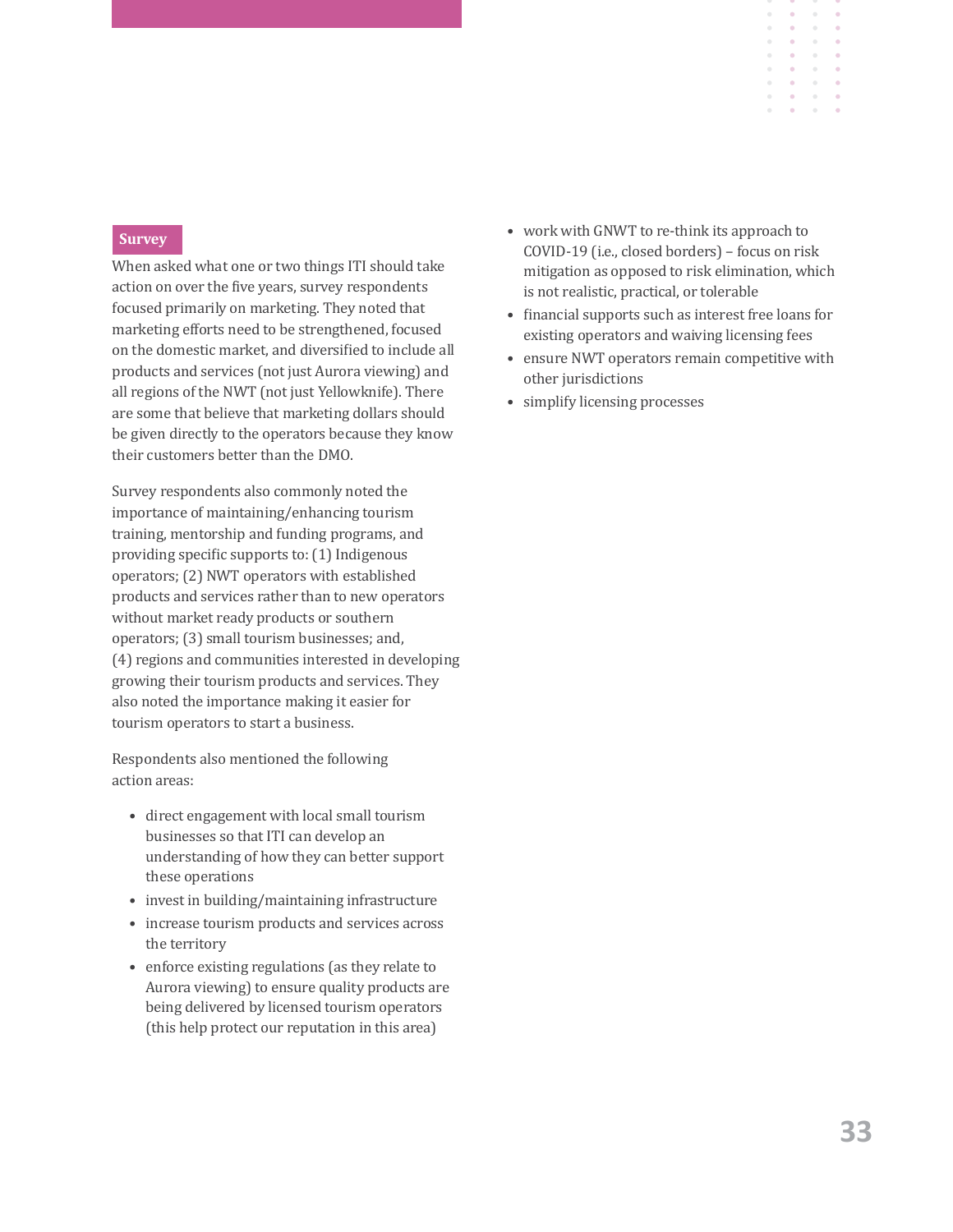### Survey

When asked what one or two things ITI should take action on over the five years, survey respondents focused primarily on marketing. They noted that marketing efforts need to be strengthened, focused on the domestic market, and diversified to include all products and services (not just Aurora viewing) and all regions of the NWT (not just Yellowknife). There are some that believe that marketing dollars should be given directly to the operators because they know their customers better than the DMO.

Survey respondents also commonly noted the importance of maintaining/enhancing tourism training, mentorship and funding programs, and providing specific supports to: (1) Indigenous operators; (2) NWT operators with established products and services rather than to new operators without market ready products or southern operators; (3) small tourism businesses; and, (4) regions and communities interested in developing growing their tourism products and services. They also noted the importance making it easier for tourism operators to start a business.

Respondents also mentioned the following action areas:

- direct engagement with local small tourism businesses so that ITI can develop an understanding of how they can better support these operations
- invest in building/maintaining infrastructure
- increase tourism products and services across the territory
- enforce existing regulations (as they relate to Aurora viewing) to ensure quality products are being delivered by licensed tourism operators (this help protect our reputation in this area)
- work with GNWT to re-think its approach to COVID-19 (i.e., closed borders) – focus on risk mitigation as opposed to risk elimination, which is not realistic, practical, or tolerable
- financial supports such as interest free loans for existing operators and waiving licensing fees
- ensure NWT operators remain competitive with other jurisdictions
- simplify licensing processes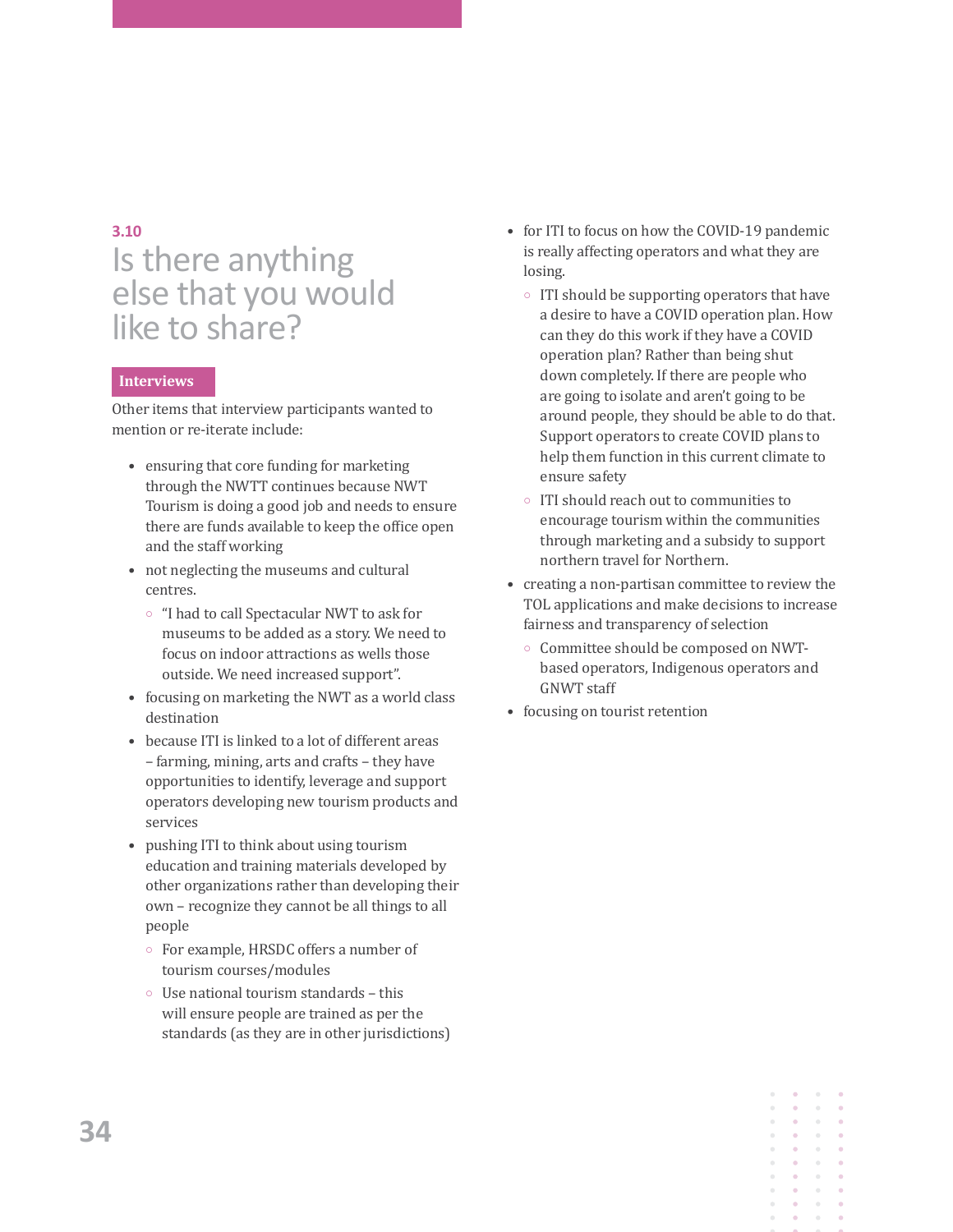## 3.10 Is there anything else that you would like to share?

**Interviews**

Other items that interview participants wanted to mention or re-iterate include:

- ensuring that core funding for marketing through the NWTT continues because NWT Tourism is doing a good job and needs to ensure there are funds available to keep the office open and the staff working
- not neglecting the museums and cultural centres.
  - "I had to call Spectacular NWT to ask for museums to be added as a story. We need to focus on indoor attractions as wells those outside. We need increased support".
- focusing on marketing the NWT as a world class destination
- because ITI is linked to a lot of different areas – farming, mining, arts and crafts – they have opportunities to identify, leverage and support operators developing new tourism products and services
- pushing ITI to think about using tourism education and training materials developed by other organizations rather than developing their own – recognize they cannot be all things to all people
  - For example, HRSDC offers a number of tourism courses/modules
  - Use national tourism standards – this will ensure people are trained as per the standards (as they are in other jurisdictions)
- for ITI to focus on how the COVID-19 pandemic is really affecting operators and what they are losing.
  - ITI should be supporting operators that have a desire to have a COVID operation plan. How can they do this work if they have a COVID operation plan? Rather than being shut down completely. If there are people who are going to isolate and aren't going to be around people, they should be able to do that. Support operators to create COVID plans to help them function in this current climate to ensure safety
  - ITI should reach out to communities to encourage tourism within the communities through marketing and a subsidy to support northern travel for Northern.
- creating a non-partisan committee to review the TOL applications and make decisions to increase fairness and transparency of selection
  - Committee should be composed on NWT-based operators, Indigenous operators and GNWT staff
- focusing on tourist retention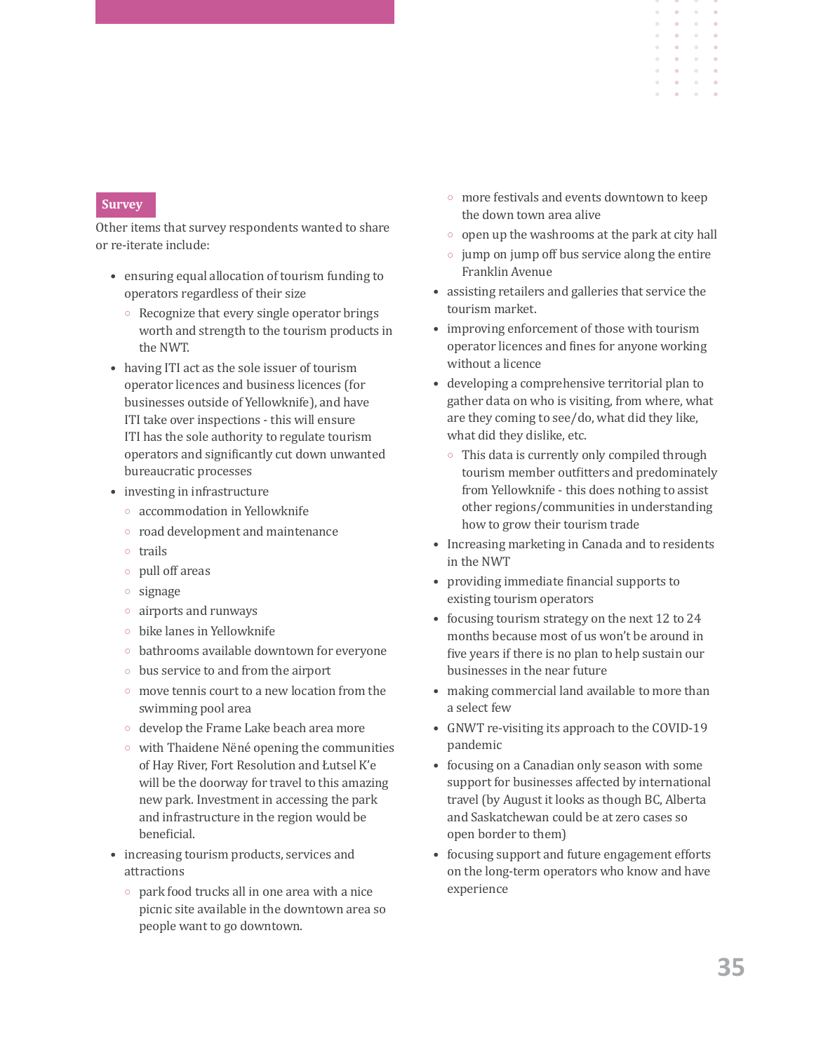## Survey

Other items that survey respondents wanted to share or re-iterate include:

- ensuring equal allocation of tourism funding to operators regardless of their size
    - Recognize that every single operator brings worth and strength to the tourism products in the NWT.
- having ITI act as the sole issuer of tourism operator licences and business licences (for businesses outside of Yellowknife), and have ITI take over inspections - this will ensure ITI has the sole authority to regulate tourism operators and significantly cut down unwanted bureaucratic processes
- investing in infrastructure
    - accommodation in Yellowknife
    - road development and maintenance
    - trails
    - pull off areas
    - signage
    - airports and runways
    - bike lanes in Yellowknife
    - bathrooms available downtown for everyone
    - bus service to and from the airport
    - move tennis court to a new location from the swimming pool area
    - develop the Frame Lake beach area more
    - with Thaidene Nëné opening the communities of Hay River, Fort Resolution and Łutsel K'e will be the doorway for travel to this amazing new park. Investment in accessing the park and infrastructure in the region would be beneficial.
- increasing tourism products, services and attractions
    - park food trucks all in one area with a nice picnic site available in the downtown area so people want to go downtown.
    - more festivals and events downtown to keep the down town area alive
    - open up the washrooms at the park at city hall
    - jump on jump off bus service along the entire Franklin Avenue
- assisting retailers and galleries that service the tourism market.
- improving enforcement of those with tourism operator licences and fines for anyone working without a licence
- developing a comprehensive territorial plan to gather data on who is visiting, from where, what are they coming to see/do, what did they like, what did they dislike, etc.
    - This data is currently only compiled through tourism member outfitters and predominately from Yellowknife - this does nothing to assist other regions/communities in understanding how to grow their tourism trade
- Increasing marketing in Canada and to residents in the NWT
- providing immediate financial supports to existing tourism operators
- focusing tourism strategy on the next 12 to 24 months because most of us won't be around in five years if there is no plan to help sustain our businesses in the near future
- making commercial land available to more than a select few
- GNWT re-visiting its approach to the COVID-19 pandemic
- focusing on a Canadian only season with some support for businesses affected by international travel (by August it looks as though BC, Alberta and Saskatchewan could be at zero cases so open border to them)
- focusing support and future engagement efforts on the long-term operators who know and have experience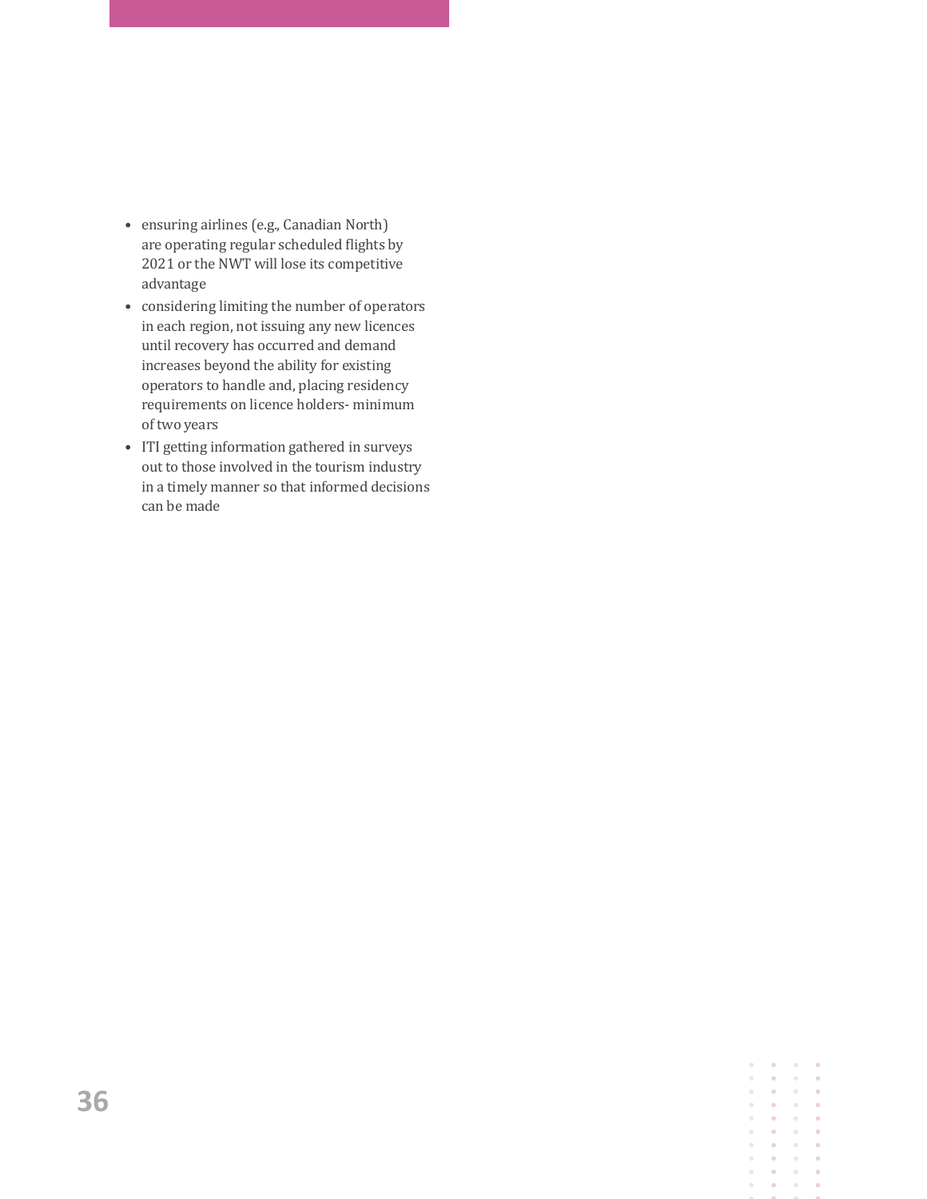- ensuring airlines (e.g., Canadian North) are operating regular scheduled flights by 2021 or the NWT will lose its competitive advantage
- considering limiting the number of operators in each region, not issuing any new licences until recovery has occurred and demand increases beyond the ability for existing operators to handle and, placing residency requirements on licence holders- minimum of two years
- ITI getting information gathered in surveys out to those involved in the tourism industry in a timely manner so that informed decisions can be made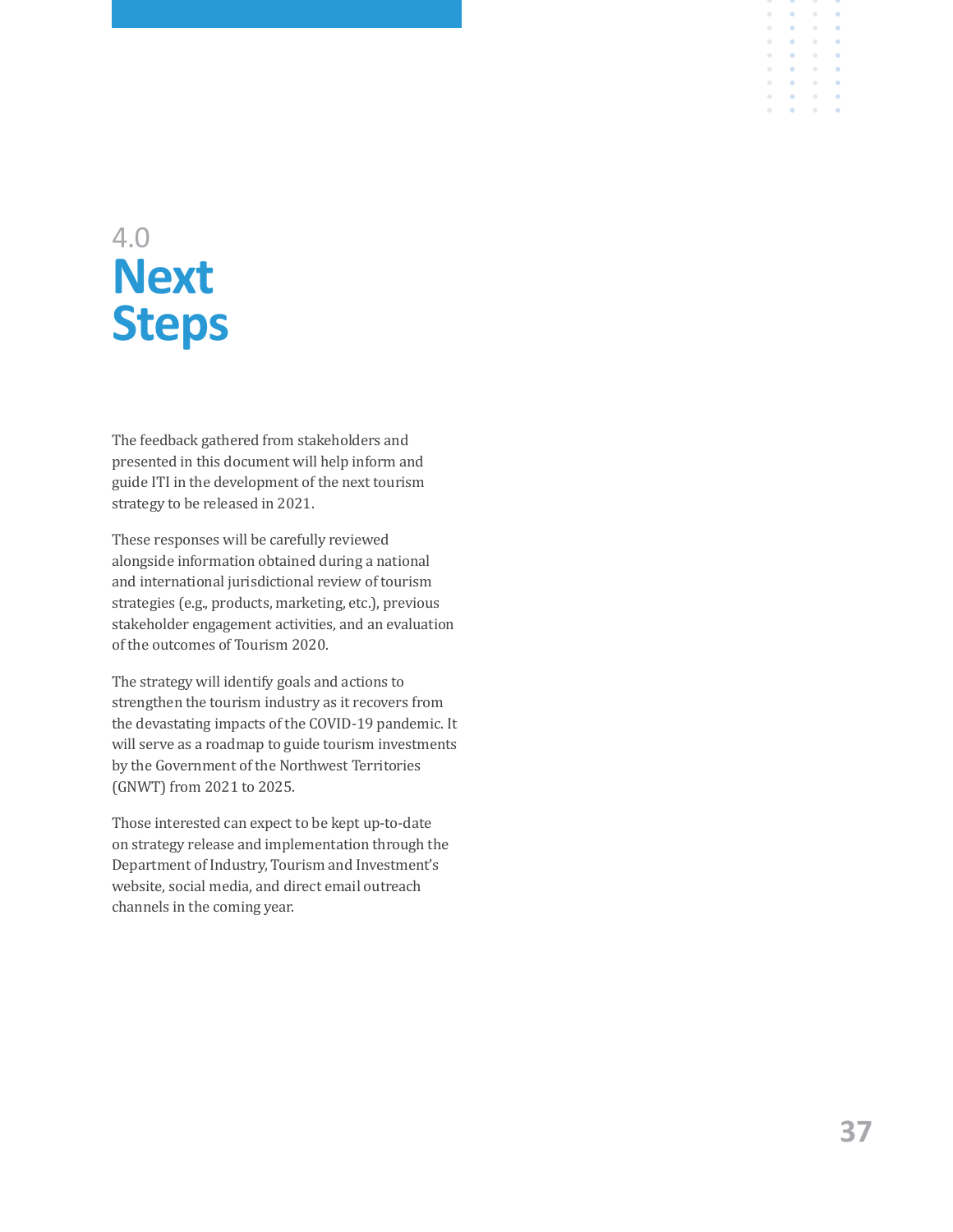# 4.0 Next Steps

The feedback gathered from stakeholders and presented in this document will help inform and guide ITI in the development of the next tourism strategy to be released in 2021.

These responses will be carefully reviewed alongside information obtained during a national and international jurisdictional review of tourism strategies (e.g., products, marketing, etc.), previous stakeholder engagement activities, and an evaluation of the outcomes of Tourism 2020.

The strategy will identify goals and actions to strengthen the tourism industry as it recovers from the devastating impacts of the COVID-19 pandemic. It will serve as a roadmap to guide tourism investments by the Government of the Northwest Territories (GNWT) from 2021 to 2025.

Those interested can expect to be kept up-to-date on strategy release and implementation through the Department of Industry, Tourism and Investment's website, social media, and direct email outreach channels in the coming year.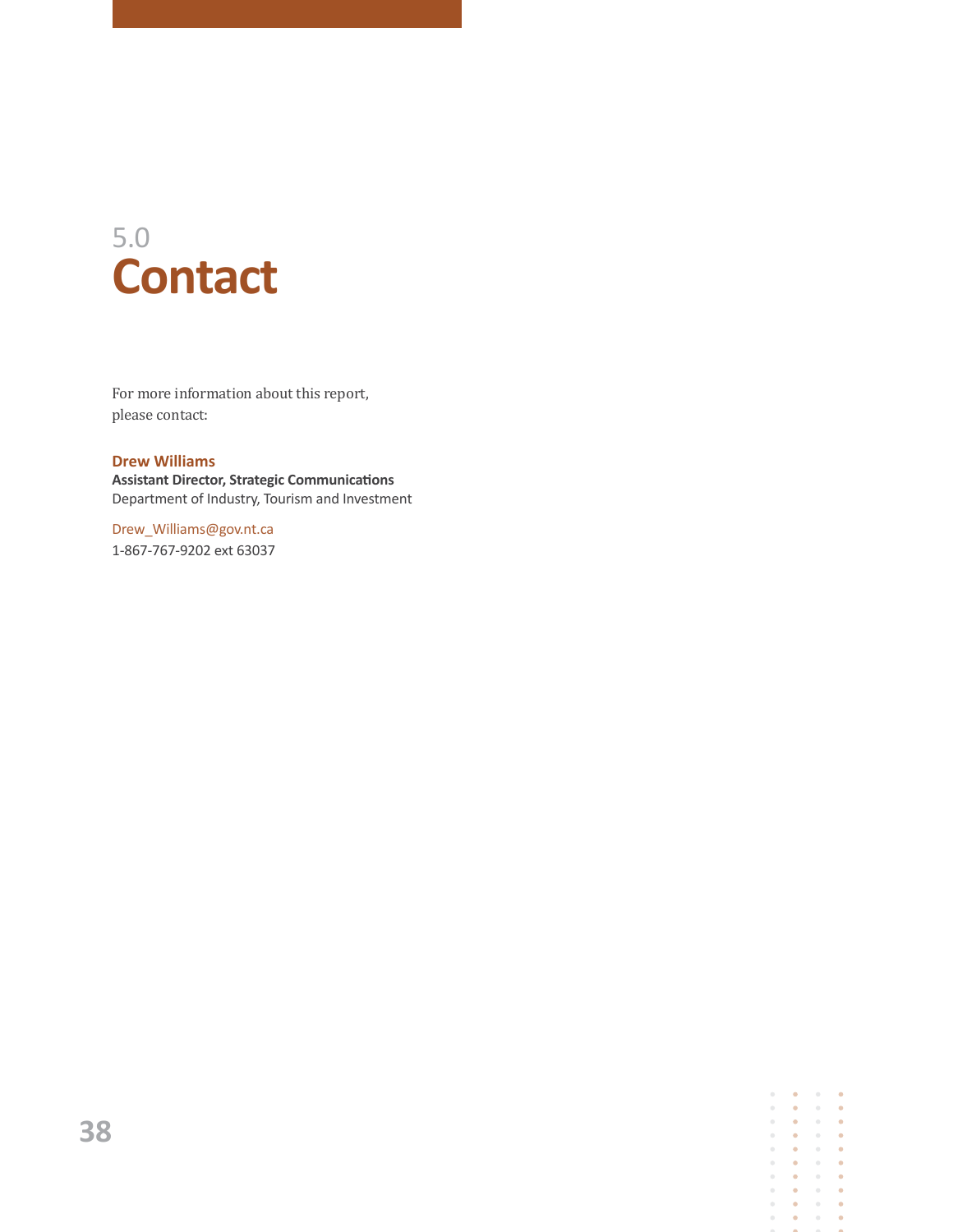# 5.0 Contact

For more information about this report, please contact:

**Drew Williams**
**Assistant Director, Strategic Communications**
Department of Industry, Tourism and Investment

Drew_Williams@gov.nt.ca
1-867-767-9202 ext 63037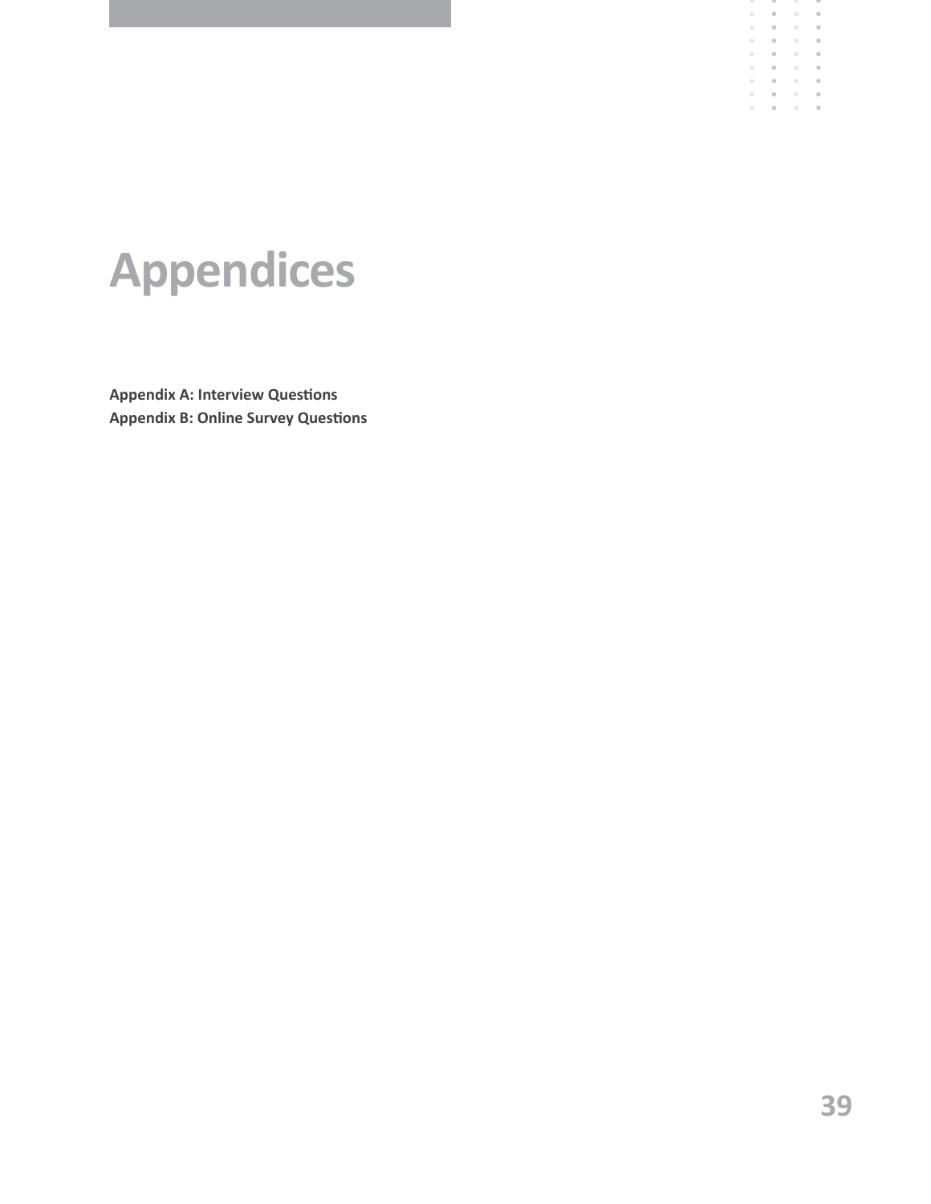# Appendices

**Appendix A: Interview Questions**
**Appendix B: Online Survey Questions**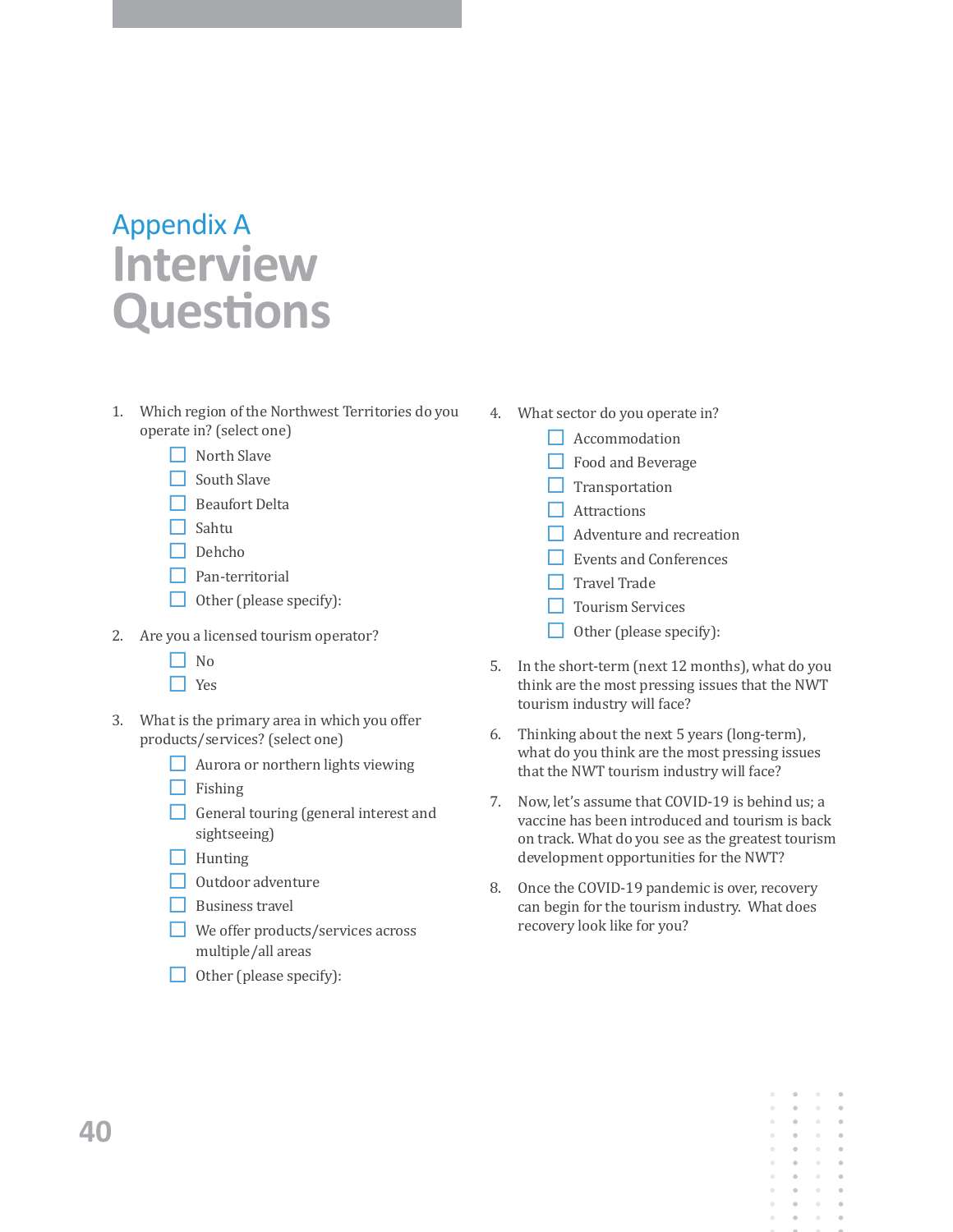# Appendix A
# Interview Questions

1. Which region of the Northwest Territories do you operate in? (select one)
   - ☐ North Slave
   - ☐ South Slave
   - ☐ Beaufort Delta
   - ☐ Sahtu
   - ☐ Dehcho
   - ☐ Pan-territorial
   - ☐ Other (please specify):

2. Are you a licensed tourism operator?
   - ☐ No
   - ☐ Yes

3. What is the primary area in which you offer products/services? (select one)
   - ☐ Aurora or northern lights viewing
   - ☐ Fishing
   - ☐ General touring (general interest and sightseeing)
   - ☐ Hunting
   - ☐ Outdoor adventure
   - ☐ Business travel
   - ☐ We offer products/services across multiple/all areas
   - ☐ Other (please specify):

4. What sector do you operate in?
   - ☐ Accommodation
   - ☐ Food and Beverage
   - ☐ Transportation
   - ☐ Attractions
   - ☐ Adventure and recreation
   - ☐ Events and Conferences
   - ☐ Travel Trade
   - ☐ Tourism Services
   - ☐ Other (please specify):

5. In the short-term (next 12 months), what do you think are the most pressing issues that the NWT tourism industry will face?

6. Thinking about the next 5 years (long-term), what do you think are the most pressing issues that the NWT tourism industry will face?

7. Now, let's assume that COVID-19 is behind us; a vaccine has been introduced and tourism is back on track. What do you see as the greatest tourism development opportunities for the NWT?

8. Once the COVID-19 pandemic is over, recovery can begin for the tourism industry. What does recovery look like for you?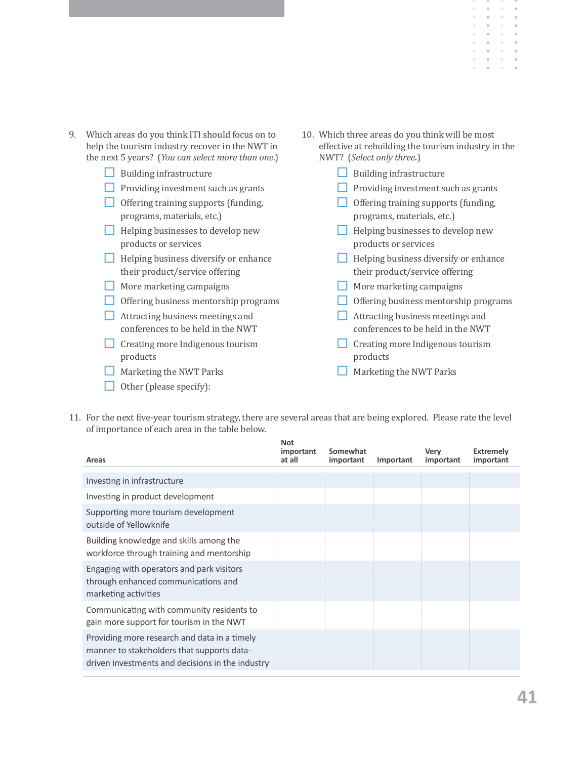9. Which areas do you think ITI should focus on to help the tourism industry recover in the NWT in the next 5 years? (*You can select more than one.*)
   - ☐ Building infrastructure
   - ☐ Providing investment such as grants
   - ☐ Offering training supports (funding, programs, materials, etc.)
   - ☐ Helping businesses to develop new products or services
   - ☐ Helping business diversify or enhance their product/service offering
   - ☐ More marketing campaigns
   - ☐ Offering business mentorship programs
   - ☐ Attracting business meetings and conferences to be held in the NWT
   - ☐ Creating more Indigenous tourism products
   - ☐ Marketing the NWT Parks
   - ☐ Other (please specify):

10. Which three areas do you think will be most effective at rebuilding the tourism industry in the NWT? (*Select only three.*)
    - ☐ Building infrastructure
    - ☐ Providing investment such as grants
    - ☐ Offering training supports (funding, programs, materials, etc.)
    - ☐ Helping businesses to develop new products or services
    - ☐ Helping business diversify or enhance their product/service offering
    - ☐ More marketing campaigns
    - ☐ Offering business mentorship programs
    - ☐ Attracting business meetings and conferences to be held in the NWT
    - ☐ Creating more Indigenous tourism products
    - ☐ Marketing the NWT Parks

11. For the next five-year tourism strategy, there are several areas that are being explored. Please rate the level of importance of each area in the table below.

| Areas | Not important at all | Somewhat important | Important | Very important | Extremely important |
|---|---|---|---|---|---|
| Investing in infrastructure | | | | | |
| Investing in product development | | | | | |
| Supporting more tourism development outside of Yellowknife | | | | | |
| Building knowledge and skills among the workforce through training and mentorship | | | | | |
| Engaging with operators and park visitors through enhanced communications and marketing activities | | | | | |
| Communicating with community residents to gain more support for tourism in the NWT | | | | | |
| Providing more research and data in a timely manner to stakeholders that supports data-driven investments and decisions in the industry | | | | | |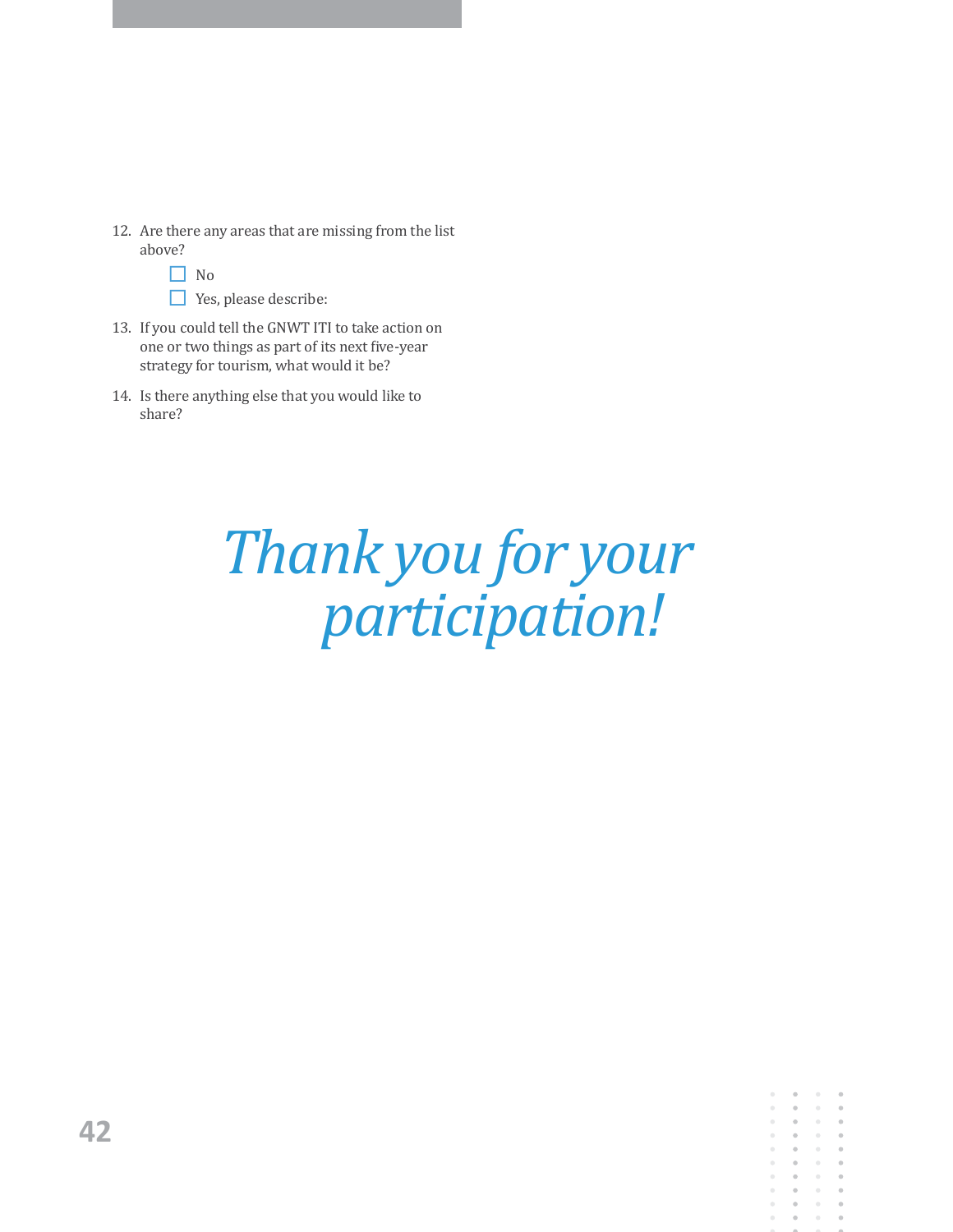12. Are there any areas that are missing from the list above?
    - ☐ No
    - ☐ Yes, please describe:
13. If you could tell the GNWT ITI to take action on one or two things as part of its next five-year strategy for tourism, what would it be?
14. Is there anything else that you would like to share?

*Thank you for your participation!*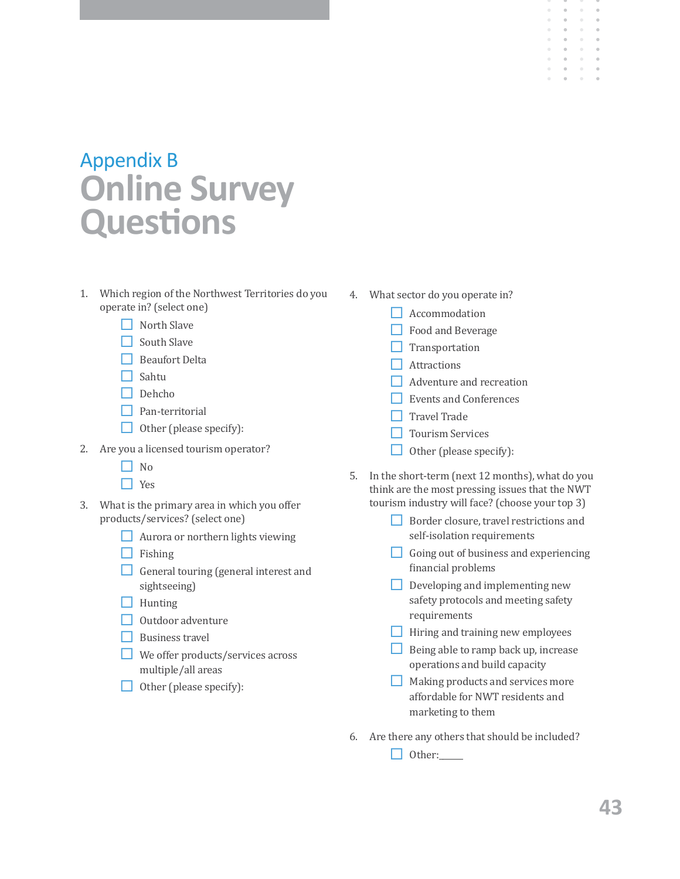# Appendix B
# Online Survey Questions

1. Which region of the Northwest Territories do you operate in? (select one)
   - ☐ North Slave
   - ☐ South Slave
   - ☐ Beaufort Delta
   - ☐ Sahtu
   - ☐ Dehcho
   - ☐ Pan-territorial
   - ☐ Other (please specify):

2. Are you a licensed tourism operator?
   - ☐ No
   - ☐ Yes

3. What is the primary area in which you offer products/services? (select one)
   - ☐ Aurora or northern lights viewing
   - ☐ Fishing
   - ☐ General touring (general interest and sightseeing)
   - ☐ Hunting
   - ☐ Outdoor adventure
   - ☐ Business travel
   - ☐ We offer products/services across multiple/all areas
   - ☐ Other (please specify):

4. What sector do you operate in?
   - ☐ Accommodation
   - ☐ Food and Beverage
   - ☐ Transportation
   - ☐ Attractions
   - ☐ Adventure and recreation
   - ☐ Events and Conferences
   - ☐ Travel Trade
   - ☐ Tourism Services
   - ☐ Other (please specify):

5. In the short-term (next 12 months), what do you think are the most pressing issues that the NWT tourism industry will face? (choose your top 3)
   - ☐ Border closure, travel restrictions and self-isolation requirements
   - ☐ Going out of business and experiencing financial problems
   - ☐ Developing and implementing new safety protocols and meeting safety requirements
   - ☐ Hiring and training new employees
   - ☐ Being able to ramp back up, increase operations and build capacity
   - ☐ Making products and services more affordable for NWT residents and marketing to them

6. Are there any others that should be included?
   - ☐ Other:_____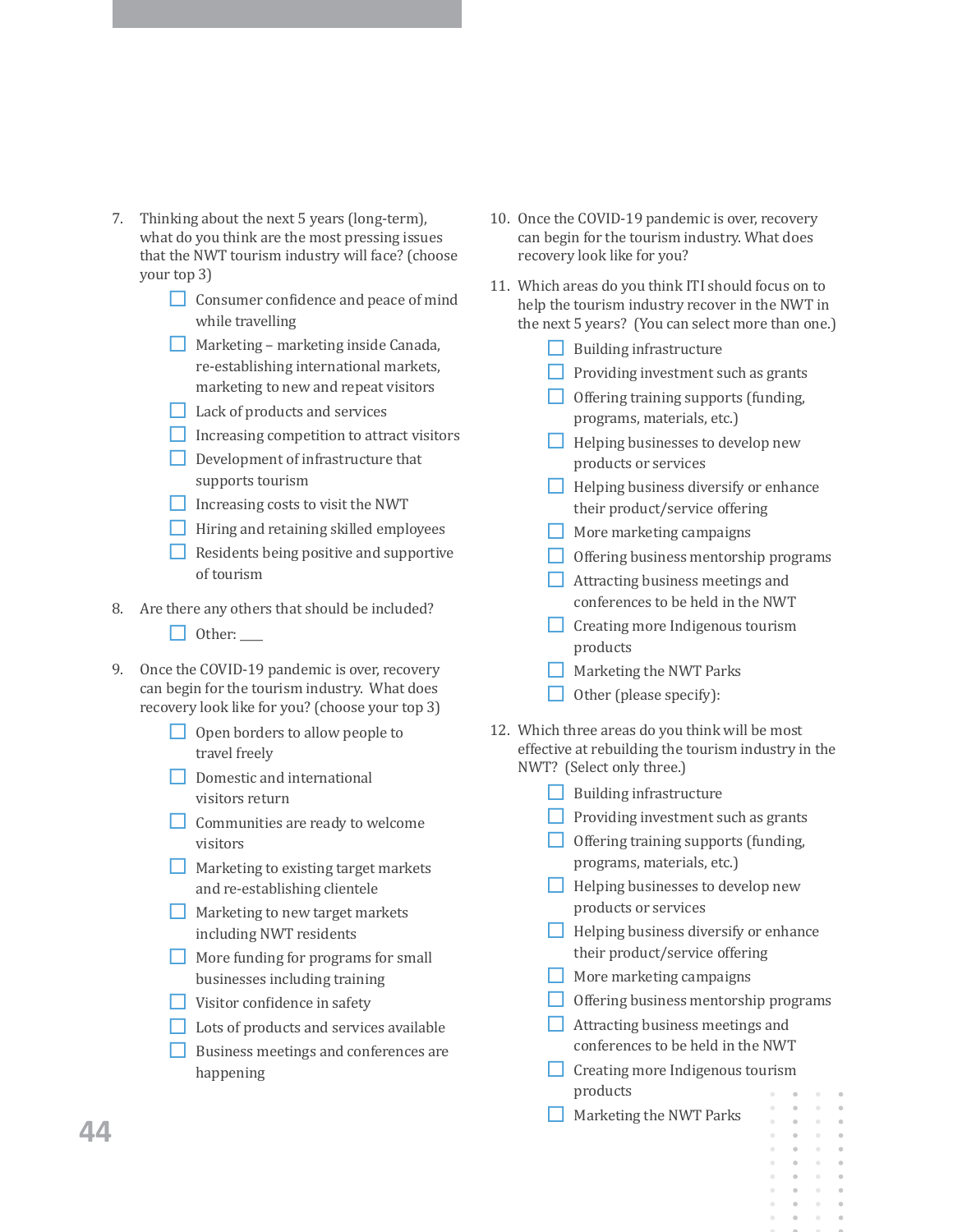7. Thinking about the next 5 years (long-term), what do you think are the most pressing issues that the NWT tourism industry will face? (choose your top 3)
   - ☐ Consumer confidence and peace of mind while travelling
   - ☐ Marketing – marketing inside Canada, re-establishing international markets, marketing to new and repeat visitors
   - ☐ Lack of products and services
   - ☐ Increasing competition to attract visitors
   - ☐ Development of infrastructure that supports tourism
   - ☐ Increasing costs to visit the NWT
   - ☐ Hiring and retaining skilled employees
   - ☐ Residents being positive and supportive of tourism

8. Are there any others that should be included?
   - ☐ Other: ____

9. Once the COVID-19 pandemic is over, recovery can begin for the tourism industry. What does recovery look like for you? (choose your top 3)
   - ☐ Open borders to allow people to travel freely
   - ☐ Domestic and international visitors return
   - ☐ Communities are ready to welcome visitors
   - ☐ Marketing to existing target markets and re-establishing clientele
   - ☐ Marketing to new target markets including NWT residents
   - ☐ More funding for programs for small businesses including training
   - ☐ Visitor confidence in safety
   - ☐ Lots of products and services available
   - ☐ Business meetings and conferences are happening

10. Once the COVID-19 pandemic is over, recovery can begin for the tourism industry. What does recovery look like for you?

11. Which areas do you think ITI should focus on to help the tourism industry recover in the NWT in the next 5 years? (You can select more than one.)
    - ☐ Building infrastructure
    - ☐ Providing investment such as grants
    - ☐ Offering training supports (funding, programs, materials, etc.)
    - ☐ Helping businesses to develop new products or services
    - ☐ Helping business diversify or enhance their product/service offering
    - ☐ More marketing campaigns
    - ☐ Offering business mentorship programs
    - ☐ Attracting business meetings and conferences to be held in the NWT
    - ☐ Creating more Indigenous tourism products
    - ☐ Marketing the NWT Parks
    - ☐ Other (please specify):

12. Which three areas do you think will be most effective at rebuilding the tourism industry in the NWT? (Select only three.)
    - ☐ Building infrastructure
    - ☐ Providing investment such as grants
    - ☐ Offering training supports (funding, programs, materials, etc.)
    - ☐ Helping businesses to develop new products or services
    - ☐ Helping business diversify or enhance their product/service offering
    - ☐ More marketing campaigns
    - ☐ Offering business mentorship programs
    - ☐ Attracting business meetings and conferences to be held in the NWT
    - ☐ Creating more Indigenous tourism products
    - ☐ Marketing the NWT Parks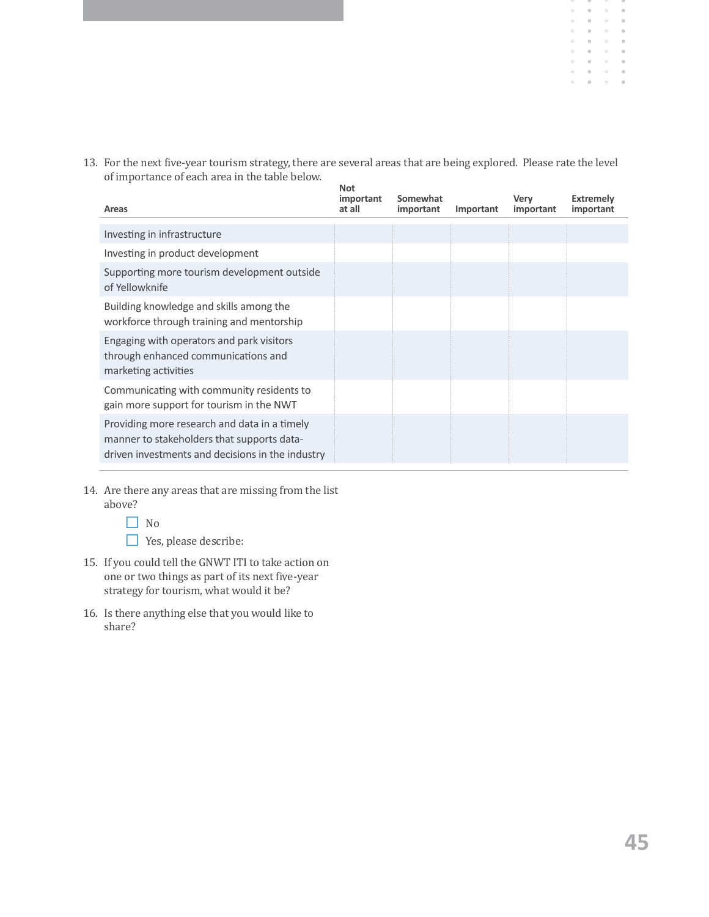13. For the next five-year tourism strategy, there are several areas that are being explored. Please rate the level of importance of each area in the table below.

| Areas | Not important at all | Somewhat important | Important | Very important | Extremely important |
|---|---|---|---|---|---|
| Investing in infrastructure | | | | | |
| Investing in product development | | | | | |
| Supporting more tourism development outside of Yellowknife | | | | | |
| Building knowledge and skills among the workforce through training and mentorship | | | | | |
| Engaging with operators and park visitors through enhanced communications and marketing activities | | | | | |
| Communicating with community residents to gain more support for tourism in the NWT | | | | | |
| Providing more research and data in a timely manner to stakeholders that supports data-driven investments and decisions in the industry | | | | | |

14. Are there any areas that are missing from the list above?
    - ☐ No
    - ☐ Yes, please describe:

15. If you could tell the GNWT ITI to take action on one or two things as part of its next five-year strategy for tourism, what would it be?

16. Is there anything else that you would like to share?